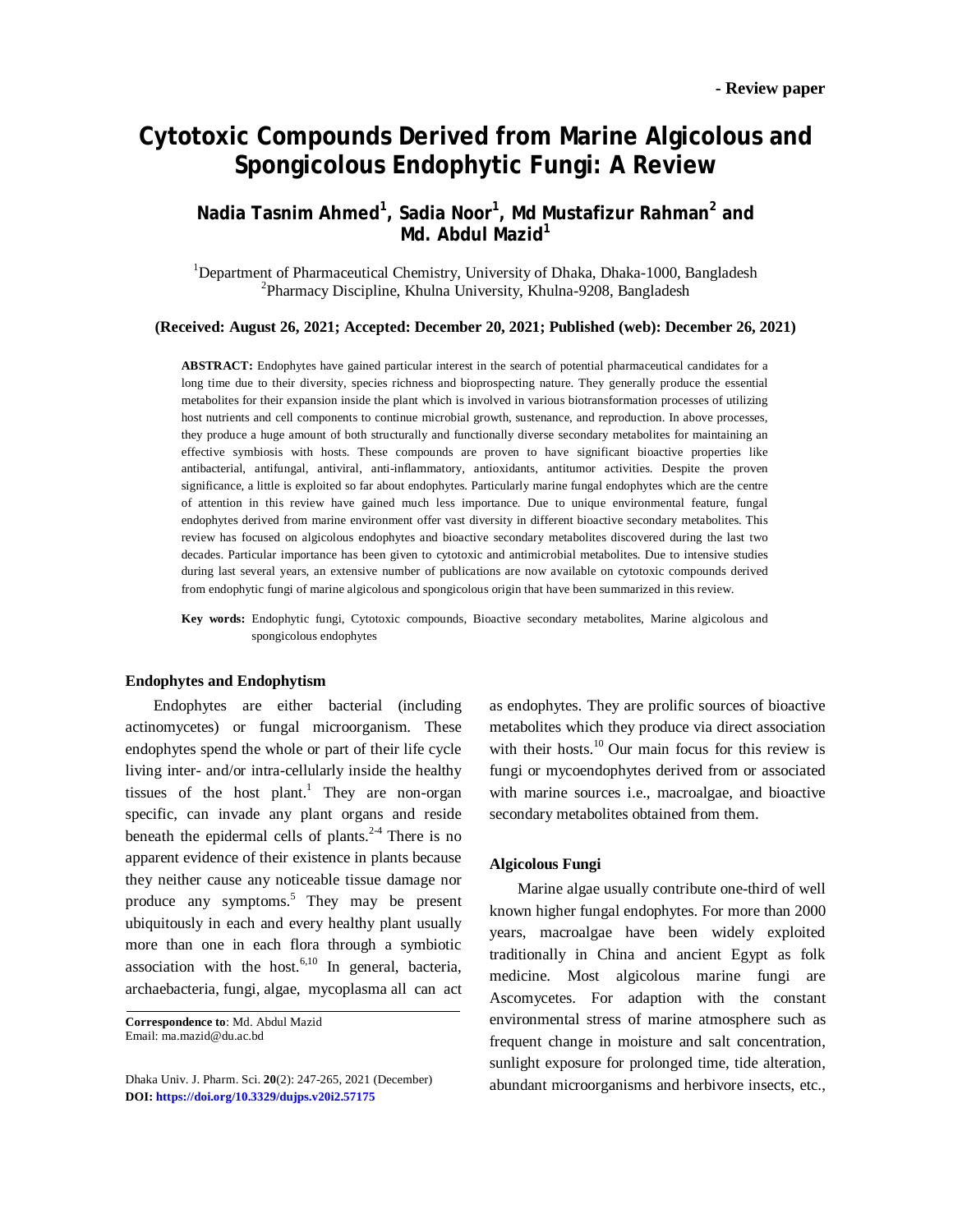- Review paper

# Cytotoxic Compounds Derived from Marine Algicolous and Spongicolous Endophytic Fungi: A Review

**Nadia Tasnim Ahmed[1], Sadia Noor[1], Md Mustafizur Rahman[2] and Md. Abdul Mazid[1]**

[1]Department of Pharmaceutical Chemistry, University of Dhaka, Dhaka-1000, Bangladesh
[2]Pharmacy Discipline, Khulna University, Khulna-9208, Bangladesh

**(Received: August 26, 2021; Accepted: December 20, 2021; Published (web): December 26, 2021)**

**ABSTRACT:** Endophytes have gained particular interest in the search of potential pharmaceutical candidates for a long time due to their diversity, species richness and bioprospecting nature. They generally produce the essential metabolites for their expansion inside the plant which is involved in various biotransformation processes of utilizing host nutrients and cell components to continue microbial growth, sustenance, and reproduction. In above processes, they produce a huge amount of both structurally and functionally diverse secondary metabolites for maintaining an effective symbiosis with hosts. These compounds are proven to have significant bioactive properties like antibacterial, antifungal, antiviral, anti-inflammatory, antioxidants, antitumor activities. Despite the proven significance, a little is exploited so far about endophytes. Particularly marine fungal endophytes which are the centre of attention in this review have gained much less importance. Due to unique environmental feature, fungal endophytes derived from marine environment offer vast diversity in different bioactive secondary metabolites. This review has focused on algicolous endophytes and bioactive secondary metabolites discovered during the last two decades. Particular importance has been given to cytotoxic and antimicrobial metabolites. Due to intensive studies during last several years, an extensive number of publications are now available on cytotoxic compounds derived from endophytic fungi of marine algicolous and spongicolous origin that have been summarized in this review.

**Key words:** Endophytic fungi, Cytotoxic compounds, Bioactive secondary metabolites, Marine algicolous and spongicolous endophytes

## Endophytes and Endophytism

Endophytes are either bacterial (including actinomycetes) or fungal microorganism. These endophytes spend the whole or part of their life cycle living inter- and/or intra-cellularly inside the healthy tissues of the host plant.[1] They are non-organ specific, can invade any plant organs and reside beneath the epidermal cells of plants.[2-4] There is no apparent evidence of their existence in plants because they neither cause any noticeable tissue damage nor produce any symptoms.[5] They may be present ubiquitously in each and every healthy plant usually more than one in each flora through a symbiotic association with the host.[6,10] In general, bacteria, archaebacteria, fungi, algae, mycoplasma all can act as endophytes. They are prolific sources of bioactive metabolites which they produce via direct association with their hosts.[10] Our main focus for this review is fungi or mycoendophytes derived from or associated with marine sources i.e., macroalgae, and bioactive secondary metabolites obtained from them.

## Algicolous Fungi

Marine algae usually contribute one-third of well known higher fungal endophytes. For more than 2000 years, macroalgae have been widely exploited traditionally in China and ancient Egypt as folk medicine. Most algicolous marine fungi are Ascomycetes. For adaption with the constant environmental stress of marine atmosphere such as frequent change in moisture and salt concentration, sunlight exposure for prolonged time, tide alteration, abundant microorganisms and herbivore insects, etc.,

**Correspondence to**: Md. Abdul Mazid
Email: ma.mazid@du.ac.bd

Dhaka Univ. J. Pharm. Sci. **20**(2): 247-265, 2021 (December)
**DOI: https://doi.org/10.3329/dujps.v20i2.57175**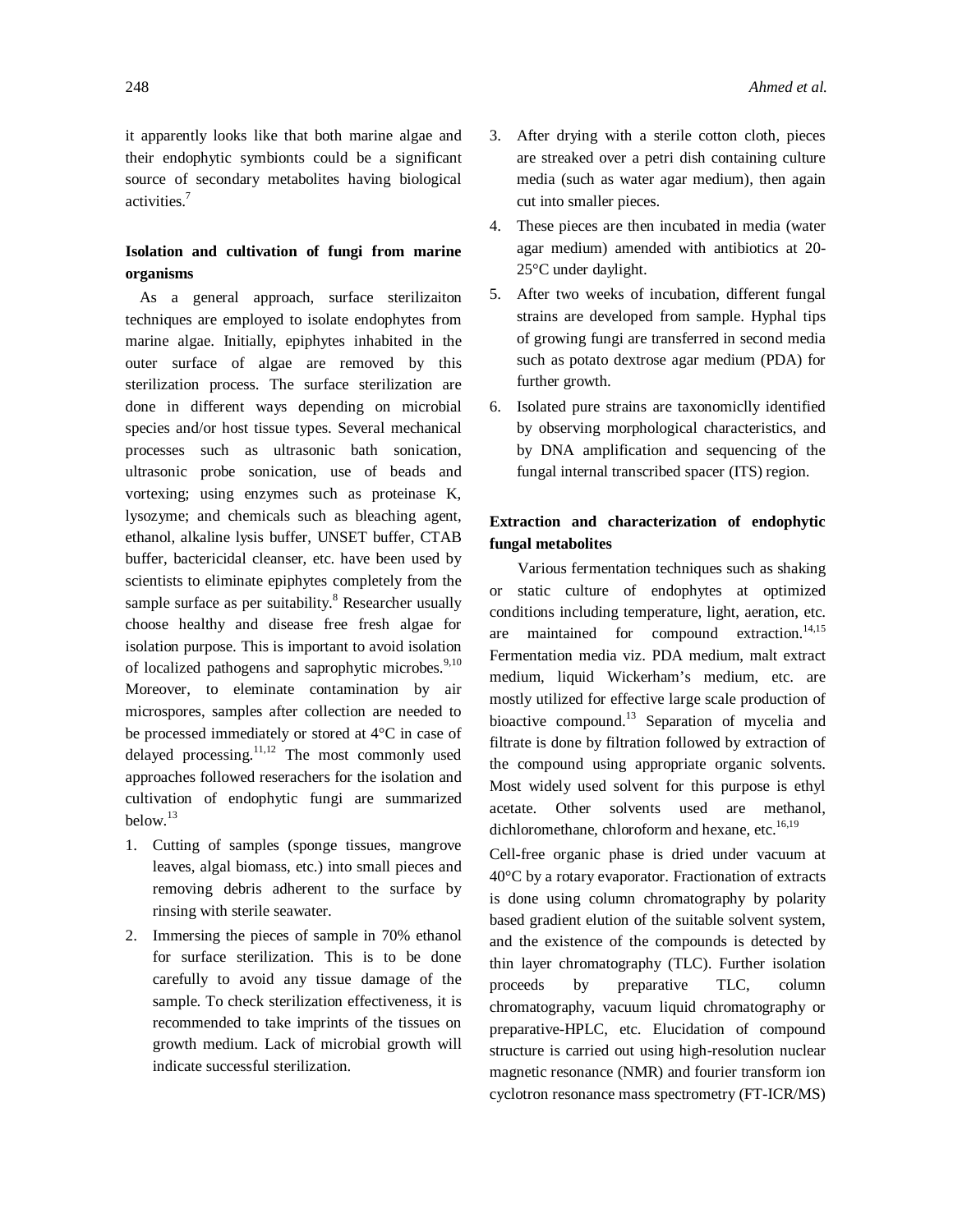it apparently looks like that both marine algae and their endophytic symbionts could be a significant source of secondary metabolites having biological activities.[7]

### Isolation and cultivation of fungi from marine organisms

As a general approach, surface sterilizaiton techniques are employed to isolate endophytes from marine algae. Initially, epiphytes inhabited in the outer surface of algae are removed by this sterilization process. The surface sterilization are done in different ways depending on microbial species and/or host tissue types. Several mechanical processes such as ultrasonic bath sonication, ultrasonic probe sonication, use of beads and vortexing; using enzymes such as proteinase K, lysozyme; and chemicals such as bleaching agent, ethanol, alkaline lysis buffer, UNSET buffer, CTAB buffer, bactericidal cleanser, etc. have been used by scientists to eliminate epiphytes completely from the sample surface as per suitability.[8] Researcher usually choose healthy and disease free fresh algae for isolation purpose. This is important to avoid isolation of localized pathogens and saprophytic microbes.[9,10] Moreover, to eleminate contamination by air microspores, samples after collection are needed to be processed immediately or stored at 4°C in case of delayed processing.[11,12] The most commonly used approaches followed reserachers for the isolation and cultivation of endophytic fungi are summarized below.[13]

1. Cutting of samples (sponge tissues, mangrove leaves, algal biomass, etc.) into small pieces and removing debris adherent to the surface by rinsing with sterile seawater.
2. Immersing the pieces of sample in 70% ethanol for surface sterilization. This is to be done carefully to avoid any tissue damage of the sample. To check sterilization effectiveness, it is recommended to take imprints of the tissues on growth medium. Lack of microbial growth will indicate successful sterilization.
3. After drying with a sterile cotton cloth, pieces are streaked over a petri dish containing culture media (such as water agar medium), then again cut into smaller pieces.
4. These pieces are then incubated in media (water agar medium) amended with antibiotics at 20-25°C under daylight.
5. After two weeks of incubation, different fungal strains are developed from sample. Hyphal tips of growing fungi are transferred in second media such as potato dextrose agar medium (PDA) for further growth.
6. Isolated pure strains are taxonomiclly identified by observing morphological characteristics, and by DNA amplification and sequencing of the fungal internal transcribed spacer (ITS) region.

### Extraction and characterization of endophytic fungal metabolites

Various fermentation techniques such as shaking or static culture of endophytes at optimized conditions including temperature, light, aeration, etc. are maintained for compound extraction.[14,15] Fermentation media viz. PDA medium, malt extract medium, liquid Wickerham's medium, etc. are mostly utilized for effective large scale production of bioactive compound.[13] Separation of mycelia and filtrate is done by filtration followed by extraction of the compound using appropriate organic solvents. Most widely used solvent for this purpose is ethyl acetate. Other solvents used are methanol, dichloromethane, chloroform and hexane, etc.[16,19]

Cell-free organic phase is dried under vacuum at 40°C by a rotary evaporator. Fractionation of extracts is done using column chromatography by polarity based gradient elution of the suitable solvent system, and the existence of the compounds is detected by thin layer chromatography (TLC). Further isolation proceeds by preparative TLC, column chromatography, vacuum liquid chromatography or preparative-HPLC, etc. Elucidation of compound structure is carried out using high-resolution nuclear magnetic resonance (NMR) and fourier transform ion cyclotron resonance mass spectrometry (FT-ICR/MS)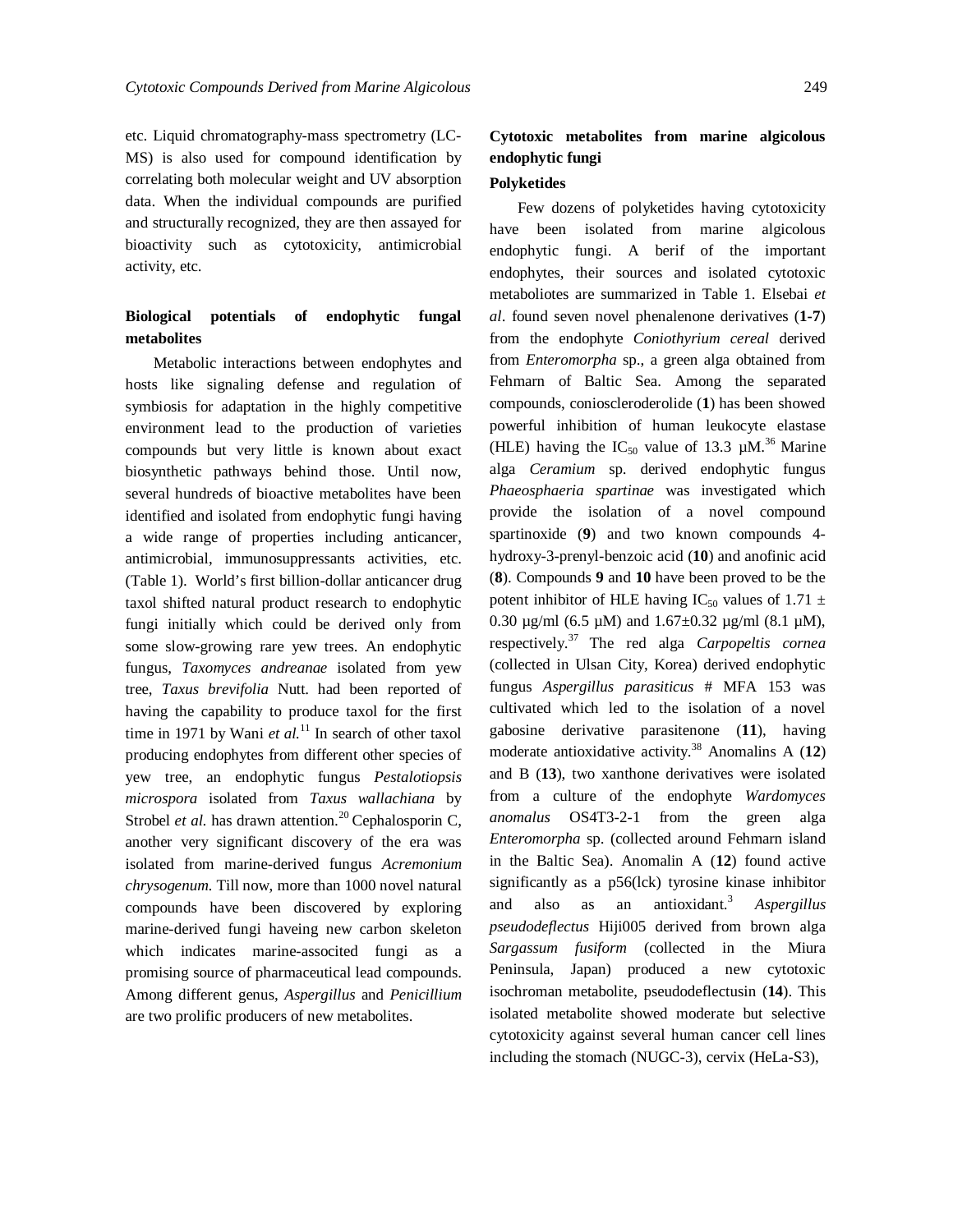etc. Liquid chromatography-mass spectrometry (LC-MS) is also used for compound identification by correlating both molecular weight and UV absorption data. When the individual compounds are purified and structurally recognized, they are then assayed for bioactivity such as cytotoxicity, antimicrobial activity, etc.

## Biological potentials of endophytic fungal metabolites

Metabolic interactions between endophytes and hosts like signaling defense and regulation of symbiosis for adaptation in the highly competitive environment lead to the production of varieties compounds but very little is known about exact biosynthetic pathways behind those. Until now, several hundreds of bioactive metabolites have been identified and isolated from endophytic fungi having a wide range of properties including anticancer, antimicrobial, immunosuppressants activities, etc. (Table 1). World's first billion-dollar anticancer drug taxol shifted natural product research to endophytic fungi initially which could be derived only from some slow-growing rare yew trees. An endophytic fungus, *Taxomyces andreanae* isolated from yew tree, *Taxus brevifolia* Nutt. had been reported of having the capability to produce taxol for the first time in 1971 by Wani *et al.*[11] In search of other taxol producing endophytes from different other species of yew tree, an endophytic fungus *Pestalotiopsis microspora* isolated from *Taxus wallachiana* by Strobel *et al.* has drawn attention.[20] Cephalosporin C, another very significant discovery of the era was isolated from marine-derived fungus *Acremonium chrysogenum.* Till now, more than 1000 novel natural compounds have been discovered by exploring marine-derived fungi haveing new carbon skeleton which indicates marine-associted fungi as a promising source of pharmaceutical lead compounds. Among different genus, *Aspergillus* and *Penicillium* are two prolific producers of new metabolites.

## Cytotoxic metabolites from marine algicolous endophytic fungi

### Polyketides

Few dozens of polyketides having cytotoxicity have been isolated from marine algicolous endophytic fungi. A berif of the important endophytes, their sources and isolated cytotoxic metaboliotes are summarized in Table 1. Elsebai *et al*. found seven novel phenalenone derivatives (**1-7**) from the endophyte *Coniothyrium cereal* derived from *Enteromorpha* sp., a green alga obtained from Fehmarn of Baltic Sea. Among the separated compounds, coniosclerroderolide (**1**) has been showed powerful inhibition of human leukocyte elastase (HLE) having the $IC_{50}$ value of 13.3 µM.[36] Marine alga *Ceramium* sp. derived endophytic fungus *Phaeosphaeria spartinae* was investigated which provide the isolation of a novel compound spartinoxide (**9**) and two known compounds 4-hydroxy-3-prenyl-benzoic acid (**10**) and anofinic acid (**8**). Compounds **9** and **10** have been proved to be the potent inhibitor of HLE having $IC_{50}$ values of 1.71 ± 0.30 µg/ml (6.5 µM) and 1.67±0.32 µg/ml (8.1 µM), respectively.[37] The red alga *Carpopeltis cornea* (collected in Ulsan City, Korea) derived endophytic fungus *Aspergillus parasiticus* # MFA 153 was cultivated which led to the isolation of a novel gabosine derivative parasitenone (**11**), having moderate antioxidative activity.[38] Anomalins A (**12**) and B (**13**), two xanthone derivatives were isolated from a culture of the endophyte *Wardomyces anomalus* OS4T3-2-1 from the green alga *Enteromorpha* sp. (collected around Fehmarn island in the Baltic Sea). Anomalin A (**12**) found active significantly as a p56(lck) tyrosine kinase inhibitor and also as an antioxidant.[3] *Aspergillus pseudodeflectus* Hiji005 derived from brown alga *Sargassum fusiform* (collected in the Miura Peninsula, Japan) produced a new cytotoxic isochroman metabolite, pseudodeflectusin (**14**). This isolated metabolite showed moderate but selective cytotoxicity against several human cancer cell lines including the stomach (NUGC-3), cervix (HeLa-S3),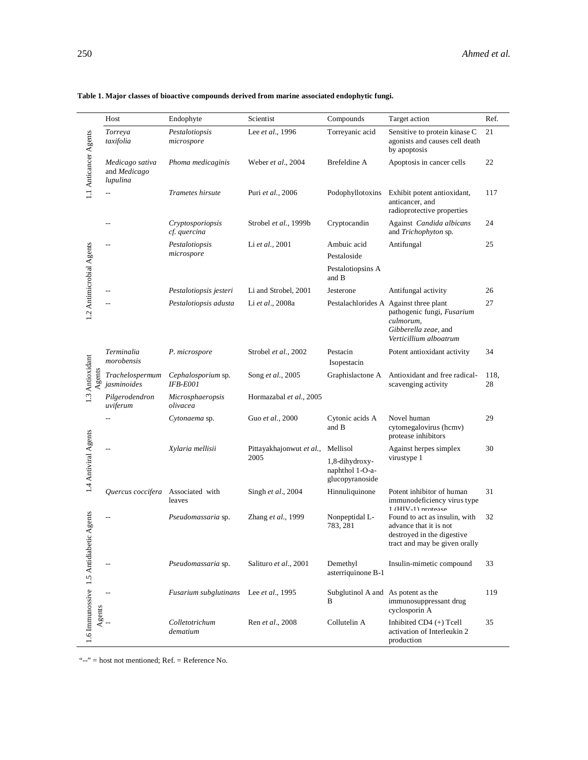**Table 1. Major classes of bioactive compounds derived from marine associated endophytic fungi.**

| | Host | Endophyte | Scientist | Compounds | Target action | Ref. |
|---|---|---|---|---|---|---|
| 1.1 Anticancer Agents | *Torreya taxifolia* | *Pestalotiopsis microspore* | Lee *et al*., 1996 | Torreyanic acid | Sensitive to protein kinase C agonists and causes cell death by apoptosis | 21 |
| | *Medicago sativa* and *Medicago lupulina* | *Phoma medicaginis* | Weber *et al*., 2004 | Brefeldine A | Apoptosis in cancer cells | 22 |
| | -- | *Trametes hirsute* | Puri *et al*., 2006 | Podophyllotoxins | Exhibit potent antioxidant, anticancer, and radioprotective properties | 117 |
| 1.2 Antimicrobial Agents | -- | *Cryptosporiopsis cf. quercina* | Strobel *et al*., 1999b | Cryptocandin | Against *Candida albicans* and *Trichophyton* sp. | 24 |
| | -- | *Pestalotiopsis microspore* | Li *et al*., 2001 | Ambuic acid<br>Pestaloside<br>Pestalotiopsins A and B | Antifungal | 25 |
| | -- | *Pestalotiopsis jesteri* | Li and Strobel, 2001 | Jesterone | Antifungal activity | 26 |
| | -- | *Pestalotiopsis adusta* | Li *et al*., 2008a | Pestalachlorides A | Against three plant pathogenic fungi, *Fusarium culmorum*, *Gibberella zeae*, and *Verticillium alboatrum* | 27 |
| 1.3 Antioxidant Agents | *Terminalia morobensis* | *P. microspore* | Strobel *et al*., 2002 | Pestacin<br>Isopestacin | Potent antioxidant activity | 34 |
| | *Trachelospermum jasminoides* | *Cephalosporium* sp. *IFB-E001* | Song *et al*., 2005 | Graphislactone A | Antioxidant and free radical-scavenging activity | 118, 28 |
| | *Pilgerodendron uviferum* | *Microsphaeropsis olivacea* | Hormazabal *et al*., 2005 | | | |
| 1.4 Antiviral Agents | -- | *Cytonaema* sp. | Guo *et al*., 2000 | Cytonic acids A and B | Novel human cytomegalovirus (hcmv) protease inhibitors | 29 |
| | -- | *Xylaria mellisii* | Pittayakhajonwut *et al*., 2005 | Mellisol<br>1,8-dihydroxy-naphthol 1-O-a-glucopyranoside | Against herpes simplex virustype 1 | 30 |
| | *Quercus coccifera* | Associated with leaves | Singh *et al*., 2004 | Hinnuliquinone | Potent inhibitor of human immunodeficiency virus type 1 (HIV-1) protease | 31 |
| 1.5 Antidiabetic Agents | -- | *Pseudomassaria* sp. | Zhang *et al*., 1999 | Nonpeptidal L-783, 281 | Found to act as insulin, with advance that it is not destroyed in the digestive tract and may be given orally | 32 |
| | -- | *Pseudomassaria* sp. | Salituro *et al*., 2001 | Demethyl asterriquinone B-1 | Insulin-mimetic compound | 33 |
| 1.6 Immunossive Agents | -- | *Fusarium subglutinans* | Lee *et al*., 1995 | Subglutinol A and B | As potent as the immunosuppressant drug cyclosporin A | 119 |
| | -- | *Colletotrichum dematium* | Ren *et al*., 2008 | Collutelin A | Inhibited CD4 (+) Tcell activation of Interleukin 2 production | 35 |

"--" = host not mentioned; Ref. = Reference No.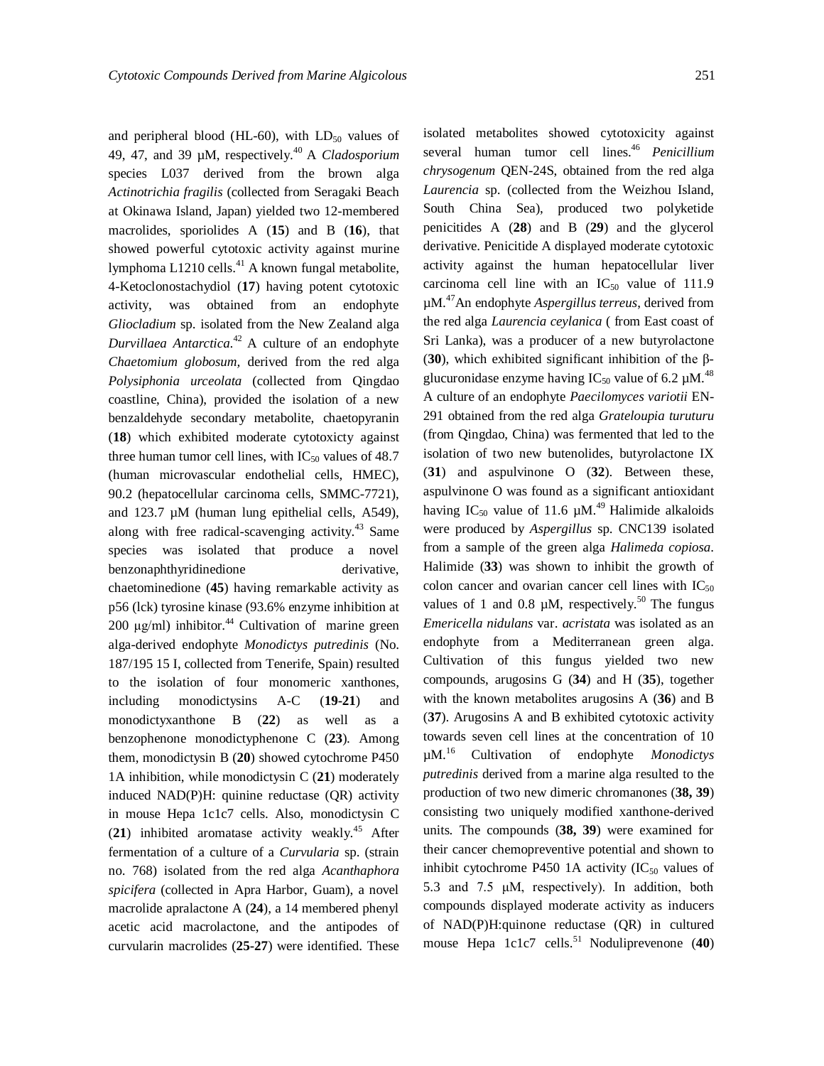and peripheral blood (HL-60), with $LD_{50}$ values of 49, 47, and 39 µM, respectively.[40] A *Cladosporium* species L037 derived from the brown alga *Actinotrichia fragilis* (collected from Seragaki Beach at Okinawa Island, Japan) yielded two 12-membered macrolides, sporiolides A (**15**) and B (**16**), that showed powerful cytotoxic activity against murine lymphoma L1210 cells.[41] A known fungal metabolite, 4-Ketoclonostachydiol (**17**) having potent cytotoxic activity, was obtained from an endophyte *Gliocladium* sp. isolated from the New Zealand alga *Durvillaea Antarctica*.[42] A culture of an endophyte *Chaetomium globosum*, derived from the red alga *Polysiphonia urceolata* (collected from Qingdao coastline, China), provided the isolation of a new benzaldehyde secondary metabolite, chaetopyranin (**18**) which exhibited moderate cytotoxicty against three human tumor cell lines, with $IC_{50}$ values of 48.7 (human microvascular endothelial cells, HMEC), 90.2 (hepatocellular carcinoma cells, SMMC-7721), and 123.7 µM (human lung epithelial cells, A549), along with free radical-scavenging activity.[43] Same species was isolated that produce a novel benzonaphthyridinedione derivative, chaetominedione (**45**) having remarkable activity as p56 (lck) tyrosine kinase (93.6% enzyme inhibition at 200 µg/ml) inhibitor.[44] Cultivation of marine green alga-derived endophyte *Monodictys putredinis* (No. 187/195 15 I, collected from Tenerife, Spain) resulted to the isolation of four monomeric xanthones, including monodictysins A-C (**19-21**) and monodictyxanthone B (**22**) as well as a benzophenone monodictyphenone C (**23**). Among them, monodictysin B (**20**) showed cytochrome P450 1A inhibition, while monodictysin C (**21**) moderately induced NAD(P)H: quinine reductase (QR) activity in mouse Hepa 1c1c7 cells. Also, monodictysin C (**21**) inhibited aromatase activity weakly.[45] After fermentation of a culture of a *Curvularia* sp. (strain no. 768) isolated from the red alga *Acanthaphora spicifera* (collected in Apra Harbor, Guam), a novel macrolide apralactone A (**24**), a 14 membered phenyl acetic acid macrolactone, and the antipodes of curvularin macrolides (**25-27**) were identified. These isolated metabolites showed cytotoxicity against several human tumor cell lines.[46] *Penicillium chrysogenum* QEN-24S, obtained from the red alga *Laurencia* sp. (collected from the Weizhou Island, South China Sea), produced two polyketide penicitides A (**28**) and B (**29**) and the glycerol derivative. Penicitide A displayed moderate cytotoxic activity against the human hepatocellular liver carcinoma cell line with an $IC_{50}$ value of 111.9 µM.[47] An endophyte *Aspergillus terreus*, derived from the red alga *Laurencia ceylanica* ( from East coast of Sri Lanka), was a producer of a new butyrolactone (**30**), which exhibited significant inhibition of the β-glucuronidase enzyme having $IC_{50}$ value of 6.2 µM.[48] A culture of an endophyte *Paecilomyces variotii* EN-291 obtained from the red alga *Grateloupia turuturu* (from Qingdao, China) was fermented that led to the isolation of two new butenolides, butyrolactone IX (**31**) and aspulvinone O (**32**). Between these, aspulvinone O was found as a significant antioxidant having $IC_{50}$ value of 11.6 µM.[49] Halimide alkaloids were produced by *Aspergillus* sp. CNC139 isolated from a sample of the green alga *Halimeda copiosa*. Halimide (**33**) was shown to inhibit the growth of colon cancer and ovarian cancer cell lines with $IC_{50}$ values of 1 and 0.8 µM, respectively.[50] The fungus *Emericella nidulans* var. *acristata* was isolated as an endophyte from a Mediterranean green alga. Cultivation of this fungus yielded two new compounds, arugosins G (**34**) and H (**35**), together with the known metabolites arugosins A (**36**) and B (**37**). Arugosins A and B exhibited cytotoxic activity towards seven cell lines at the concentration of 10 µM.[16] Cultivation of endophyte *Monodictys putredinis* derived from a marine alga resulted to the production of two new dimeric chromanones (**38, 39**) consisting two uniquely modified xanthone-derived units. The compounds (**38, 39**) were examined for their cancer chemopreventive potential and shown to inhibit cytochrome P450 1A activity ($IC_{50}$ values of 5.3 and 7.5 µM, respectively). In addition, both compounds displayed moderate activity as inducers of NAD(P)H:quinone reductase (QR) in cultured mouse Hepa 1c1c7 cells.[51] Noduliprevenone (**40**)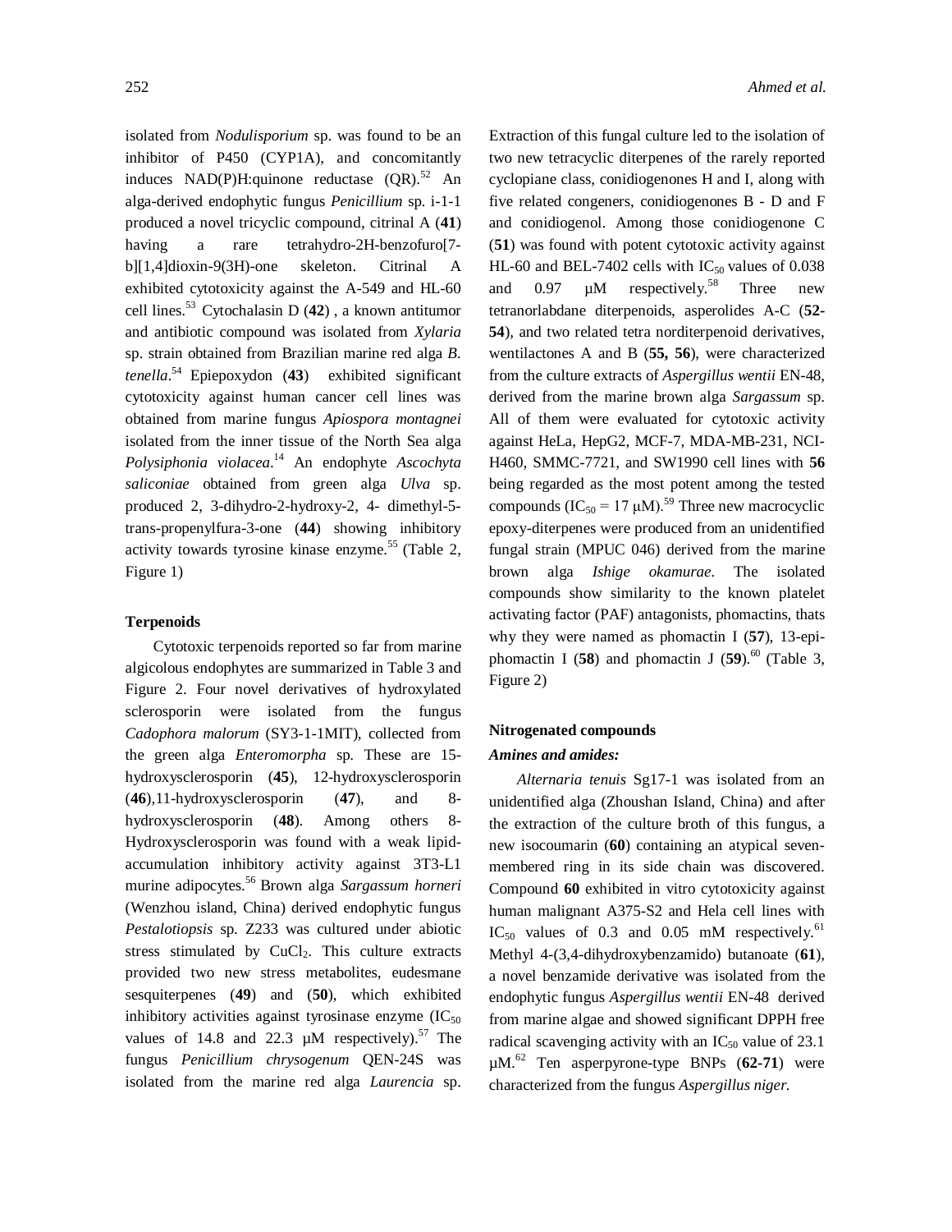isolated from *Nodulisporium* sp. was found to be an inhibitor of P450 (CYP1A), and concomitantly induces NAD(P)H:quinone reductase (QR).[52] An alga-derived endophytic fungus *Penicillium* sp. i-1-1 produced a novel tricyclic compound, citrinal A (**41**) having a rare tetrahydro-2H-benzofuro[7-b][1,4]dioxin-9(3H)-one skeleton. Citrinal A exhibited cytotoxicity against the A-549 and HL-60 cell lines.[53] Cytochalasin D (**42**) , a known antitumor and antibiotic compound was isolated from *Xylaria* sp. strain obtained from Brazilian marine red alga *B. tenella*.[54] Epiepoxydon (**43**) exhibited significant cytotoxicity against human cancer cell lines was obtained from marine fungus *Apiospora montagnei* isolated from the inner tissue of the North Sea alga *Polysiphonia violacea*.[14] An endophyte *Ascochyta saliconiae* obtained from green alga *Ulva* sp. produced 2, 3-dihydro-2-hydroxy-2, 4- dimethyl-5-trans-propenylfura-3-one (**44**) showing inhibitory activity towards tyrosine kinase enzyme.[55] (Table 2, Figure 1)

#### Terpenoids

Cytotoxic terpenoids reported so far from marine algicolous endophytes are summarized in Table 3 and Figure 2. Four novel derivatives of hydroxylated sclerosporin were isolated from the fungus *Cadophora malorum* (SY3-1-1MIT), collected from the green alga *Enteromorpha* sp. These are 15-hydroxysclerosporin (**45**), 12-hydroxysclerosporin (**46**),11-hydroxysclerosporin (**47**), and 8-hydroxysclerosporin (**48**). Among others 8-Hydroxysclerosporin was found with a weak lipid-accumulation inhibitory activity against 3T3-L1 murine adipocytes.[56] Brown alga *Sargassum horneri* (Wenzhou island, China) derived endophytic fungus *Pestalotiopsis* sp. Z233 was cultured under abiotic stress stimulated by $CuCl_2$. This culture extracts provided two new stress metabolites, eudesmane sesquiterpenes (**49**) and (**50**), which exhibited inhibitory activities against tyrosinase enzyme ($IC_{50}$ values of 14.8 and 22.3 µM respectively).[57] The fungus *Penicillium chrysogenum* QEN-24S was isolated from the marine red alga *Laurencia* sp. Extraction of this fungal culture led to the isolation of two new tetracyclic diterpenes of the rarely reported cyclopiane class, conidiogenones H and I, along with five related congeners, conidiogenones B - D and F and conidiogenol. Among those conidiogenone C (**51**) was found with potent cytotoxic activity against HL-60 and BEL-7402 cells with $IC_{50}$ values of 0.038 and 0.97 µM respectively.[58] Three new tetranorlabdane diterpenoids, asperolides A-C (**52-54**), and two related tetra norditerpenoid derivatives, wentilactones A and B (**55, 56**), were characterized from the culture extracts of *Aspergillus wentii* EN-48, derived from the marine brown alga *Sargassum* sp. All of them were evaluated for cytotoxic activity against HeLa, HepG2, MCF-7, MDA-MB-231, NCI-H460, SMMC-7721, and SW1990 cell lines with **56** being regarded as the most potent among the tested compounds ($IC_{50}$ = 17 µM).[59] Three new macrocyclic epoxy-diterpenes were produced from an unidentified fungal strain (MPUC 046) derived from the marine brown alga *Ishige okamurae*. The isolated compounds show similarity to the known platelet activating factor (PAF) antagonists, phomactins, thats why they were named as phomactin I (**57**), 13-epi-phomactin I (**58**) and phomactin J (**59**).[60] (Table 3, Figure 2)

#### Nitrogenated compounds

##### *Amines and amides:*

*Alternaria tenuis* Sg17-1 was isolated from an unidentified alga (Zhoushan Island, China) and after the extraction of the culture broth of this fungus, a new isocoumarin (**60**) containing an atypical seven-membered ring in its side chain was discovered. Compound **60** exhibited in vitro cytotoxicity against human malignant A375-S2 and Hela cell lines with $IC_{50}$ values of 0.3 and 0.05 mM respectively.[61] Methyl 4-(3,4-dihydroxybenzamido) butanoate (**61**), a novel benzamide derivative was isolated from the endophytic fungus *Aspergillus wentii* EN-48 derived from marine algae and showed significant DPPH free radical scavenging activity with an $IC_{50}$ value of 23.1 µM.[62] Ten asperpyrone-type BNPs (**62-71**) were characterized from the fungus *Aspergillus niger.*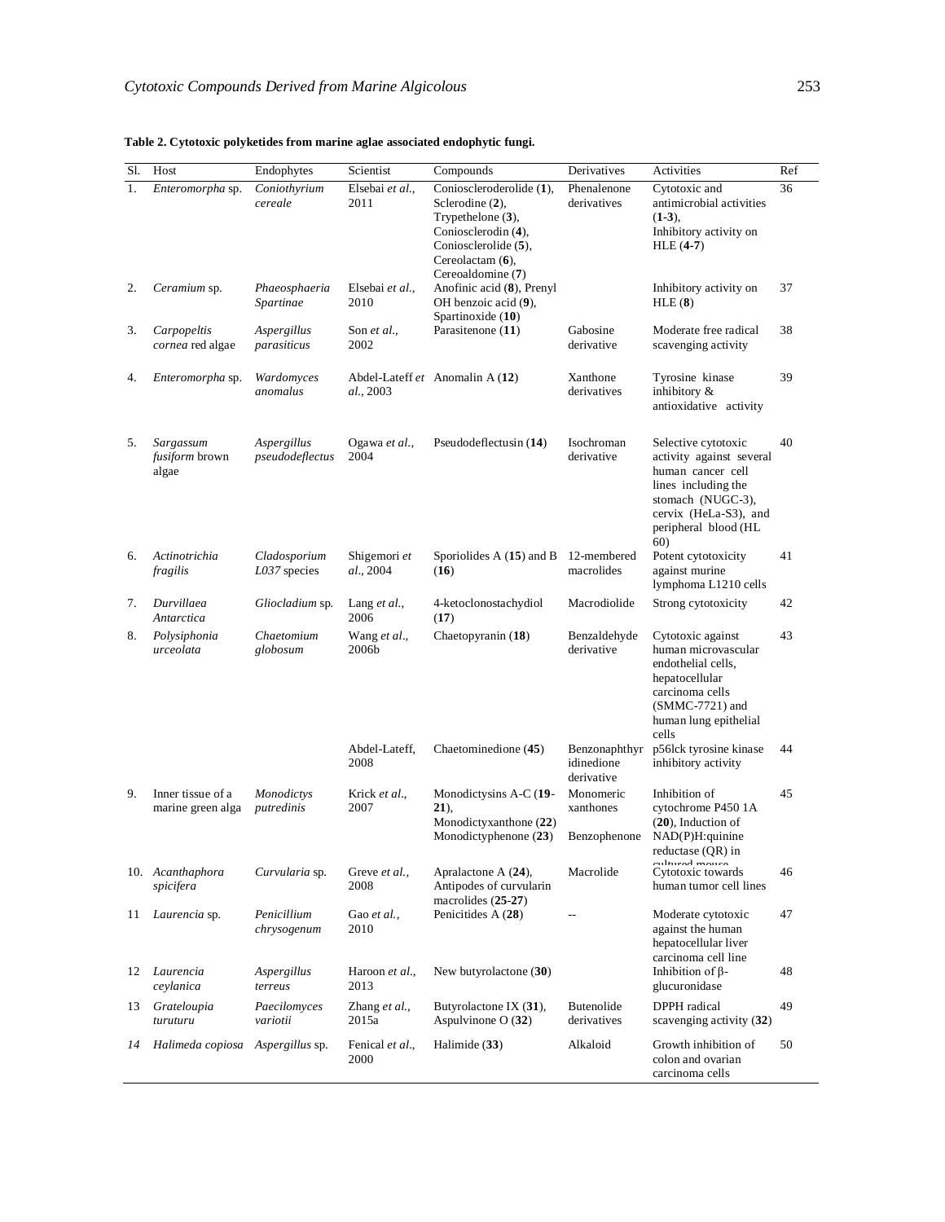**Table 2. Cytotoxic polyketides from marine aglae associated endophytic fungi.**

| Sl. | Host | Endophytes | Scientist | Compounds | Derivatives | Activities | Ref |
|---|---|---|---|---|---|---|---|
| 1. | *Enteromorpha* sp. | *Coniothyrium cereale* | Elsebai *et al.*, 2011 | Conioscleroderolide (**1**), Sclerodine (**2**), Trypethelone (**3**), Coniosclerodin (**4**), Coniosclerolide (**5**), Cereolactam (**6**), Cereoaldomine (**7**) | Phenalenone derivatives | Cytotoxic and antimicrobial activities (**1-3**), Inhibitory activity on HLE (**4-7**) | 36 |
| 2. | *Ceramium* sp. | *Phaeosphaeria Spartinae* | Elsebai *et al.*, 2010 | Anofinic acid (**8**), Prenyl OH benzoic acid (**9**), Spartinoxide (**10**) | | Inhibitory activity on HLE (**8**) | 37 |
| 3. | *Carpopeltis cornea* red algae | *Aspergillus parasiticus* | Son *et al.*, 2002 | Parasitenone (**11**) | Gabosine derivative | Moderate free radical scavenging activity | 38 |
| 4. | *Enteromorpha* sp. | *Wardomyces anomalus* | Abdel-Lateff *et al.*, 2003 | Anomalin A (**12**) | Xanthone derivatives | Tyrosine kinase inhibitory & antioxidative activity | 39 |
| 5. | *Sargassum fusiform* brown algae | *Aspergillus pseudodeflectus* | Ogawa *et al.*, 2004 | Pseudodeflectusin (**14**) | Isochroman derivative | Selective cytotoxic activity against several human cancer cell lines including the stomach (NUGC-3), cervix (HeLa-S3), and peripheral blood (HL 60) | 40 |
| 6. | *Actinotrichia fragilis* | *Cladosporium L037* species | Shigemori *et al.*, 2004 | Sporiolides A (**15**) and B (**16**) | 12-membered macrolides | Potent cytotoxicity against murine lymphoma L1210 cells | 41 |
| 7. | *Durvillaea Antarctica* | *Gliocladium* sp. | Lang *et al.*, 2006 | 4-ketoclonostachydiol (**17**) | Macrodiolide | Strong cytotoxicity | 42 |
| 8. | *Polysiphonia urceolata* | *Chaetomium globosum* | Wang *et al.*, 2006b | Chaetopyranin (**18**) | Benzaldehyde derivative | Cytotoxic against human microvascular endothelial cells, hepatocellular carcinoma cells (SMMC-7721) and human lung epithelial cells | 43 |
| | | | Abdel-Lateff, 2008 | Chaetominedione (**45**) | Benzonaphthyridinedione derivative | p56lck tyrosine kinase inhibitory activity | 44 |
| 9. | Inner tissue of a marine green alga | *Monodictys putredinis* | Krick *et al.*, 2007 | Monodictysins A-C (**19-21**), Monodictyxanthone (**22**) Monodictyphenone (**23**) | Monomeric xanthones Benzophenone | Inhibition of cytochrome P450 1A (**20**), Induction of NAD(P)H:quinine reductase (QR) in cultured mouse | 45 |
| 10. | *Acanthaphora spicifera* | *Curvularia* sp. | Greve *et al.*, 2008 | Apralactone A (**24**), Antipodes of curvularin macrolides (**25-27**) | Macrolide | Cytotoxic towards human tumor cell lines | 46 |
| 11 | *Laurencia* sp. | *Penicillium chrysogenum* | Gao *et al.*, 2010 | Penicitides A (**28**) | -- | Moderate cytotoxic against the human hepatocellular liver carcinoma cell line | 47 |
| 12 | *Laurencia ceylanica* | *Aspergillus terreus* | Haroon *et al.*, 2013 | New butyrolactone (**30**) | | Inhibition of β-glucuronidase | 48 |
| 13 | *Grateloupia turuturu* | *Paecilomyces variotii* | Zhang *et al.*, 2015a | Butyrolactone IX (**31**), Aspulvinone O (**32**) | Butenolide derivatives | DPPH radical scavenging activity (**32**) | 49 |
| *14* | *Halimeda copiosa* | *Aspergillus* sp. | Fenical *et al.*, 2000 | Halimide (**33**) | Alkaloid | Growth inhibition of colon and ovarian carcinoma cells | 50 |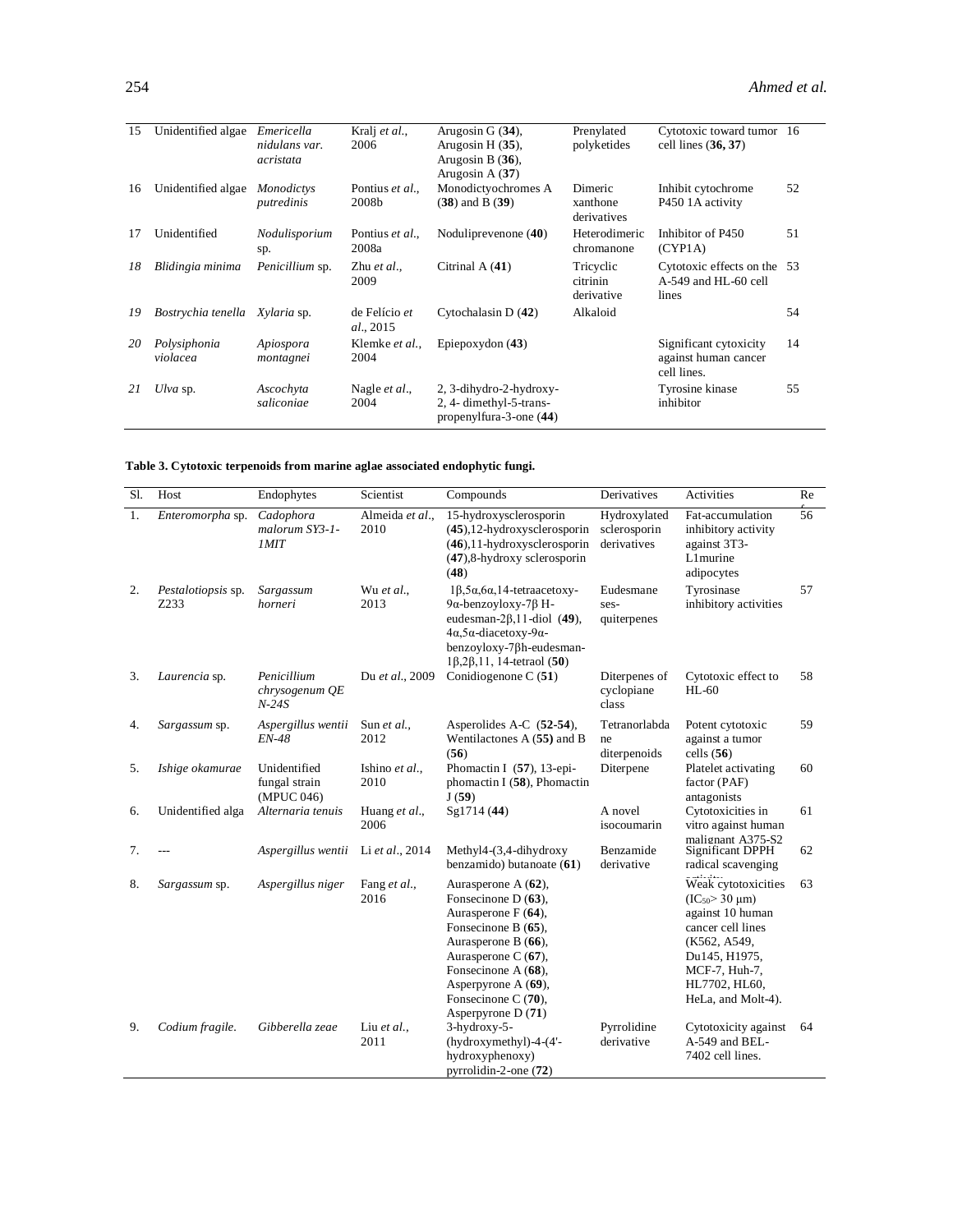| 15 | Unidentified algae | *Emericella nidulans var. acristata* | Kralj *et al.*, 2006 | Arugosin G (**34**), Arugosin H (**35**), Arugosin B (**36**), Arugosin A (**37**) | Prenylated polyketides | Cytotoxic toward tumor cell lines (**36, 37**) | 16 |
|---|---|---|---|---|---|---|---|
| 16 | Unidentified algae | *Monodictys putredinis* | Pontius *et al.*, 2008b | Monodictyochromes A (**38**) and B (**39**) | Dimeric xanthone derivatives | Inhibit cytochrome P450 1A activity | 52 |
| 17 | Unidentified | *Nodulisporium* sp. | Pontius *et al.*, 2008a | Noduliprevenone (**40**) | Heterodimeric chromanone | Inhibitor of P450 (CYP1A) | 51 |
| *18* | *Blidingia minima* | *Penicillium* sp. | Zhu *et al.*, 2009 | Citrinal A (**41**) | Tricyclic citrinin derivative | Cytotoxic effects on the A-549 and HL-60 cell lines | 53 |
| *19* | *Bostrychia tenella* | *Xylaria* sp. | de Felício *et al.*, 2015 | Cytochalasin D (**42**) | Alkaloid | | 54 |
| *20* | *Polysiphonia violacea* | *Apiospora montagnei* | Klemke *et al.*, 2004 | Epiepoxydon (**43**) | | Significant cytoxicity against human cancer cell lines. | 14 |
| *21* | *Ulva* sp. | *Ascochyta saliconiae* | Nagle *et al.*, 2004 | 2, 3-dihydro-2-hydroxy-2, 4- dimethyl-5-trans-propenylfura-3-one (**44**) | | Tyrosine kinase inhibitor | 55 |

**Table 3. Cytotoxic terpenoids from marine aglae associated endophytic fungi.**

| Sl. | Host | Endophytes | Scientist | Compounds | Derivatives | Activities | Ref |
|---|---|---|---|---|---|---|---|
| 1. | *Enteromorpha* sp. | *Cadophora malorum SY3-1-1MIT* | Almeida *et al.*, 2010 | 15-hydroxysclerosporin (**45**),12-hydroxysclerosporin (**46**),11-hydroxysclerosporin (**47**),8-hydroxy sclerosporin (**48**) | Hydroxylated sclerosporin derivatives | Fat-accumulation inhibitory activity against 3T3-L1murine adipocytes | 56 |
| 2. | *Pestalotiopsis* sp. Z233 | *Sargassum horneri* | Wu *et al.*, 2013 | 1β,5α,6α,14-tetraacetoxy-9α-benzoyloxy-7β H-eudesman-2β,11-diol (**49**), 4α,5α-diacetoxy-9α-benzoyloxy-7βh-eudesman-1β,2β,11, 14-tetraol (**50**) | Eudesmane ses-quiterpenes | Tyrosinase inhibitory activities | 57 |
| 3. | *Laurencia* sp. | *Penicillium chrysogenum QE N-24S* | Du *et al.*, 2009 | Conidiogenone C (**51**) | Diterpenes of cyclopiane class | Cytotoxic effect to HL-60 | 58 |
| 4. | *Sargassum* sp. | *Aspergillus wentii EN-48* | Sun *et al.*, 2012 | Asperolides A-C (**52-54**), Wentilactones A (**55**) and B (**56**) | Tetranorlabdane diterpenoids | Potent cytotoxic against a tumor cells (**56**) | 59 |
| 5. | *Ishige okamurae* | Unidentified fungal strain (MPUC 046) | Ishino *et al.*, 2010 | Phomactin I (**57**), 13-epi-phomactin I (**58**), Phomactin J (**59**) | Diterpene | Platelet activating factor (PAF) antagonists | 60 |
| 6. | Unidentified alga | *Alternaria tenuis* | Huang *et al.*, 2006 | Sg1714 (**44**) | A novel isocoumarin | Cytotoxicities in vitro against human malignant A375-S2 | 61 |
| 7. | --- | *Aspergillus wentii* | Li *et al.*, 2014 | Methyl4-(3,4-dihydroxy benzamido) butanoate (**61**) | Benzamide derivative | Significant DPPH radical scavenging activity | 62 |
| 8. | *Sargassum* sp. | *Aspergillus niger* | Fang *et al.*, 2016 | Aurasperone A (**62**), Fonsecinone D (**63**), Aurasperone F (**64**), Fonsecinone B (**65**), Aurasperone B (**66**), Aurasperone C (**67**), Fonsecinone A (**68**), Asperpyrone A (**69**), Fonsecinone C (**70**), Asperpyrone D (**71**) | | Weak cytotoxicities ($IC_{50}$> 30 μm) against 10 human cancer cell lines (K562, A549, Du145, H1975, MCF-7, Huh-7, HL7702, HL60, HeLa, and Molt-4). | 63 |
| 9. | *Codium fragile.* | *Gibberella zeae* | Liu *et al.*, 2011 | 3-hydroxy-5-(hydroxymethyl)-4-(4'-hydroxyphenoxy) pyrrolidin-2-one (**72**) | Pyrrolidine derivative | Cytotoxicity against A-549 and BEL-7402 cell lines. | 64 |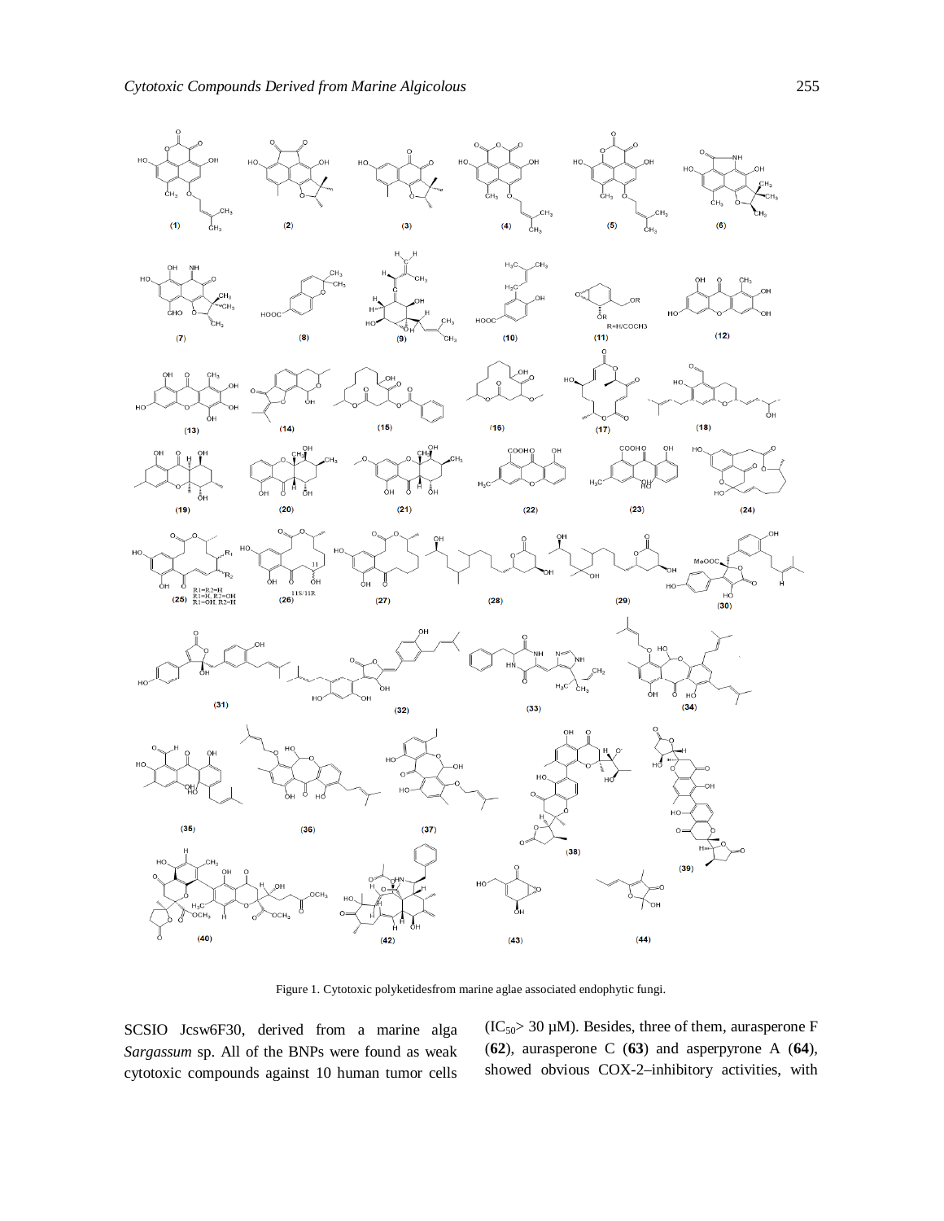Figure 1. Cytotoxic polyketidesfrom marine aglae associated endophytic fungi.

SCSIO Jcsw6F30, derived from a marine alga *Sargassum* sp. All of the BNPs were found as weak cytotoxic compounds against 10 human tumor cells ($IC_{50}$> 30 μM). Besides, three of them, aurasperone F (**62**), aurasperone C (**63**) and asperpyrone A (**64**), showed obvious COX-2–inhibitory activities, with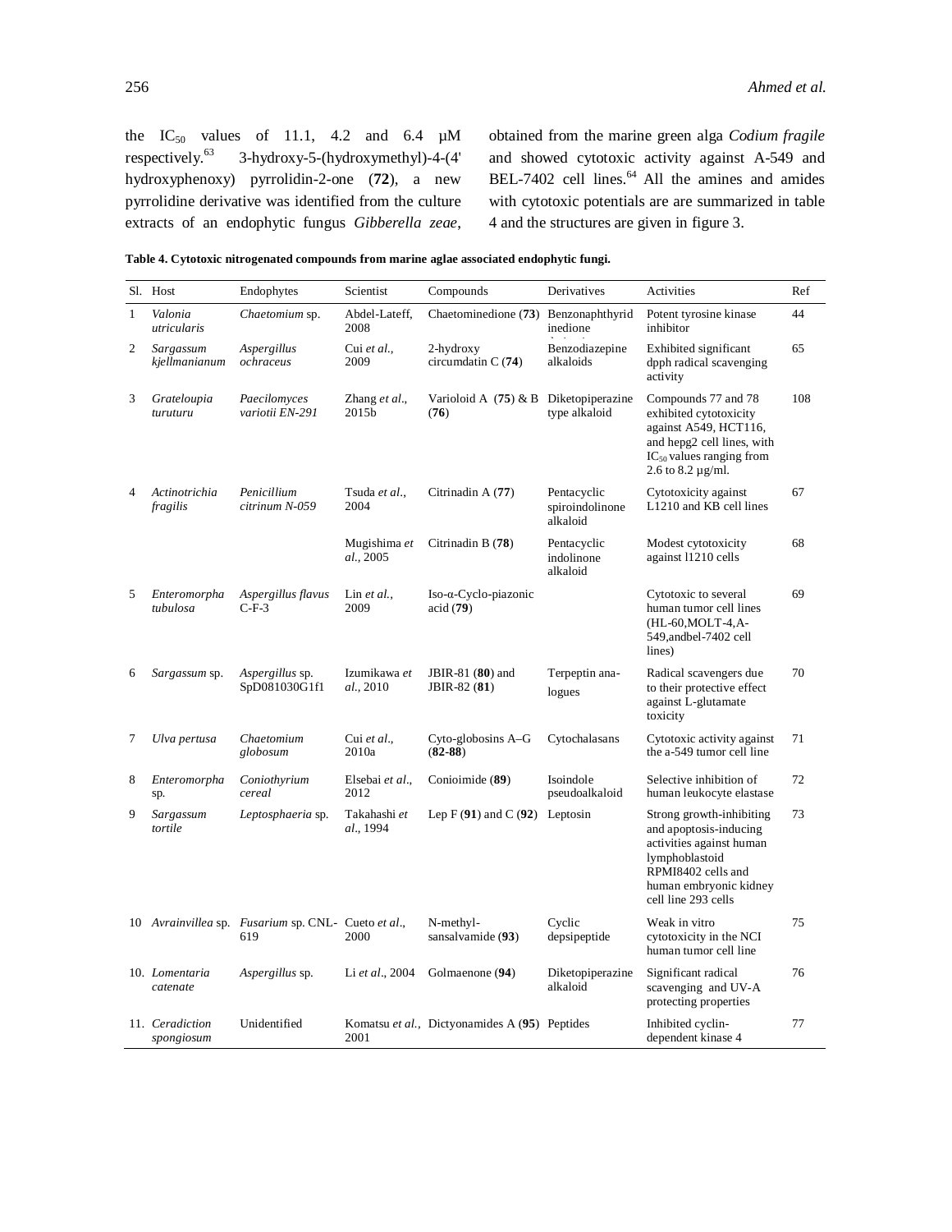the $IC_{50}$ values of 11.1, 4.2 and 6.4 µM respectively.[63] 3-hydroxy-5-(hydroxymethyl)-4-(4' hydroxyphenoxy) pyrrolidin-2-one (**72**), a new pyrrolidine derivative was identified from the culture extracts of an endophytic fungus *Gibberella zeae*, obtained from the marine green alga *Codium fragile* and showed cytotoxic activity against A-549 and BEL-7402 cell lines.[64] All the amines and amides with cytotoxic potentials are are summarized in table 4 and the structures are given in figure 3.

**Table 4. Cytotoxic nitrogenated compounds from marine aglae associated endophytic fungi.**

| Sl. | Host | Endophytes | Scientist | Compounds | Derivatives | Activities | Ref |
|---|---|---|---|---|---|---|---|
| 1 | *Valonia utricularis* | *Chaetomium* sp. | Abdel-Lateff, 2008 | Chaetominedione (**73**) | Benzonaphthyridinedione | Potent tyrosine kinase inhibitor | 44 |
| 2 | *Sargassum kjellmanianum* | *Aspergillus ochraceus* | Cui *et al.*, 2009 | 2-hydroxy circumdatin C (**74**) | Benzodiazepine alkaloids | Exhibited significant dpph radical scavenging activity | 65 |
| 3 | *Grateloupia turuturu* | *Paecilomyces variotii EN-291* | Zhang *et al.*, 2015b | Varioloid A (**75**) & B (**76**) | Diketopiperazine type alkaloid | Compounds 77 and 78 exhibited cytotoxicity against A549, HCT116, and hepg2 cell lines, with $IC_{50}$ values ranging from 2.6 to 8.2 µg/ml. | 108 |
| 4 | *Actinotrichia fragilis* | *Penicillium citrinum N-059* | Tsuda *et al.*, 2004 | Citrinadin A (**77**) | Pentacyclic spiroindolinone alkaloid | Cytotoxicity against L1210 and KB cell lines | 67 |
| | | | Mugishima *et al.*, 2005 | Citrinadin B (**78**) | Pentacyclic indolinone alkaloid | Modest cytotoxicity against l1210 cells | 68 |
| 5 | *Enteromorpha tubulosa* | *Aspergillus flavus* C-F-3 | Lin *et al.*, 2009 | Iso-α-Cyclo-piazonic acid (**79**) | | Cytotoxic to several human tumor cell lines (HL-60,MOLT-4,A-549,andbel-7402 cell lines) | 69 |
| 6 | *Sargassum* sp. | *Aspergillus* sp. SpD081030G1f1 | Izumikawa *et al.*, 2010 | JBIR-81 (**80**) and JBIR-82 (**81**) | Terpeptin ana-logues | Radical scavengers due to their protective effect against L-glutamate toxicity | 70 |
| 7 | *Ulva pertusa* | *Chaetomium globosum* | Cui *et al.*, 2010a | Cyto-globosins A–G (**82-88**) | Cytochalasans | Cytotoxic activity against the a-549 tumor cell line | 71 |
| 8 | *Enteromorpha* sp. | *Coniothyrium cereal* | Elsebai *et al.*, 2012 | Conioimide (**89**) | Isoindole pseudoalkaloid | Selective inhibition of human leukocyte elastase | 72 |
| 9 | *Sargassum tortile* | *Leptosphaeria* sp. | Takahashi *et al.*, 1994 | Lep F (**91**) and C (**92**) | Leptosin | Strong growth-inhibiting and apoptosis-inducing activities against human lymphoblastoid RPMI8402 cells and human embryonic kidney cell line 293 cells | 73 |
| 10 | *Avrainvillea* sp. | *Fusarium* sp. CNL-619 | Cueto *et al.*, 2000 | N-methyl-sansalvamide (**93**) | Cyclic depsipeptide | Weak in vitro cytotoxicity in the NCI human tumor cell line | 75 |
| 10. | *Lomentaria catenate* | *Aspergillus* sp. | Li *et al.*, 2004 | Golmaenone (**94**) | Diketopiperazine alkaloid | Significant radical scavenging and UV-A protecting properties | 76 |
| 11. | *Ceradiction spongiosum* | Unidentified | Komatsu *et al.*, 2001 | Dictyonamides A (**95**) | Peptides | Inhibited cyclin-dependent kinase 4 | 77 |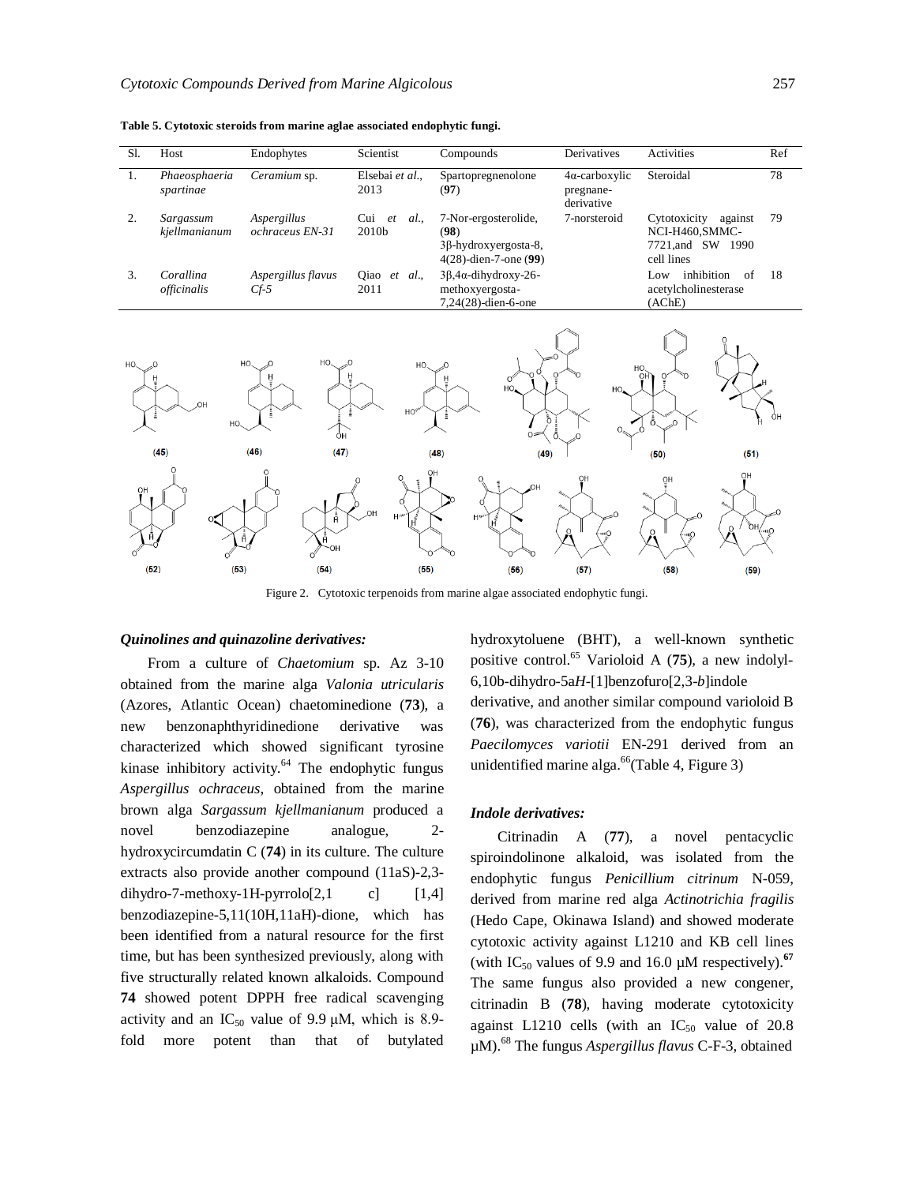**Table 5. Cytotoxic steroids from marine aglae associated endophytic fungi.**

| Sl. | Host | Endophytes | Scientist | Compounds | Derivatives | Activities | Ref |
|---|---|---|---|---|---|---|---|
| 1. | *Phaeosphaeria spartinae* | *Ceramium* sp. | Elsebai *et al.*, 2013 | Spartopregnenolone (**97**) | 4α-carboxylic pregnane-derivative | Steroidal | 78 |
| 2. | *Sargassum kjellmanianum* | *Aspergillus ochraceus EN-31* | Cui *et al.*, 2010b | 7-Nor-ergosterolide, (**98**) 3β-hydroxyergosta-8, 4(28)-dien-7-one (**99**) | 7-norsteroid | Cytotoxicity against NCI-H460,SMMC-7721,and SW 1990 cell lines | 79 |
| 3. | *Corallina officinalis* | *Aspergillus flavus Cf-5* | Qiao *et al.*, 2011 | 3β,4α-dihydroxy-26-methoxyergosta-7,24(28)-dien-6-one | | Low inhibition of acetylcholinesterase (AChE) | 18 |

Figure 2. Cytotoxic terpenoids from marine algae associated endophytic fungi.

### *Quinolines and quinazoline derivatives:*

From a culture of *Chaetomium* sp. Az 3-10 obtained from the marine alga *Valonia utricularis* (Azores, Atlantic Ocean) chaetominedione (**73**), a new benzonaphthyridinedione derivative was characterized which showed significant tyrosine kinase inhibitory activity.[64] The endophytic fungus *Aspergillus ochraceus*, obtained from the marine brown alga *Sargassum kjellmanianum* produced a novel benzodiazepine analogue, 2-hydroxycircumdatin C (**74**) in its culture. The culture extracts also provide another compound (11aS)-2,3-dihydro-7-methoxy-1H-pyrrolo[2,1 c] [1,4] benzodiazepine-5,11(10H,11aH)-dione, which has been identified from a natural resource for the first time, but has been synthesized previously, along with five structurally related known alkaloids. Compound **74** showed potent DPPH free radical scavenging activity and an $IC_{50}$ value of 9.9 μM, which is 8.9-fold more potent than that of butylated hydroxytoluene (BHT), a well-known synthetic positive control.[65] Varioloid A (**75**), a new indolyl-6,10b-dihydro-5a*H*-[1]benzofuro[2,3-*b*]indole derivative, and another similar compound varioloid B (**76**), was characterized from the endophytic fungus *Paecilomyces variotii* EN-291 derived from an unidentified marine alga.[66](Table 4, Figure 3)

### *Indole derivatives:*

Citrinadin A (**77**), a novel pentacyclic spiroindolinone alkaloid, was isolated from the endophytic fungus *Penicillium citrinum* N-059, derived from marine red alga *Actinotrichia fragilis* (Hedo Cape, Okinawa Island) and showed moderate cytotoxic activity against L1210 and KB cell lines (with $IC_{50}$ values of 9.9 and 16.0 μM respectively).[67] The same fungus also provided a new congener, citrinadin B (**78**), having moderate cytotoxicity against L1210 cells (with an $IC_{50}$ value of 20.8 μM).[68] The fungus *Aspergillus flavus* C-F-3, obtained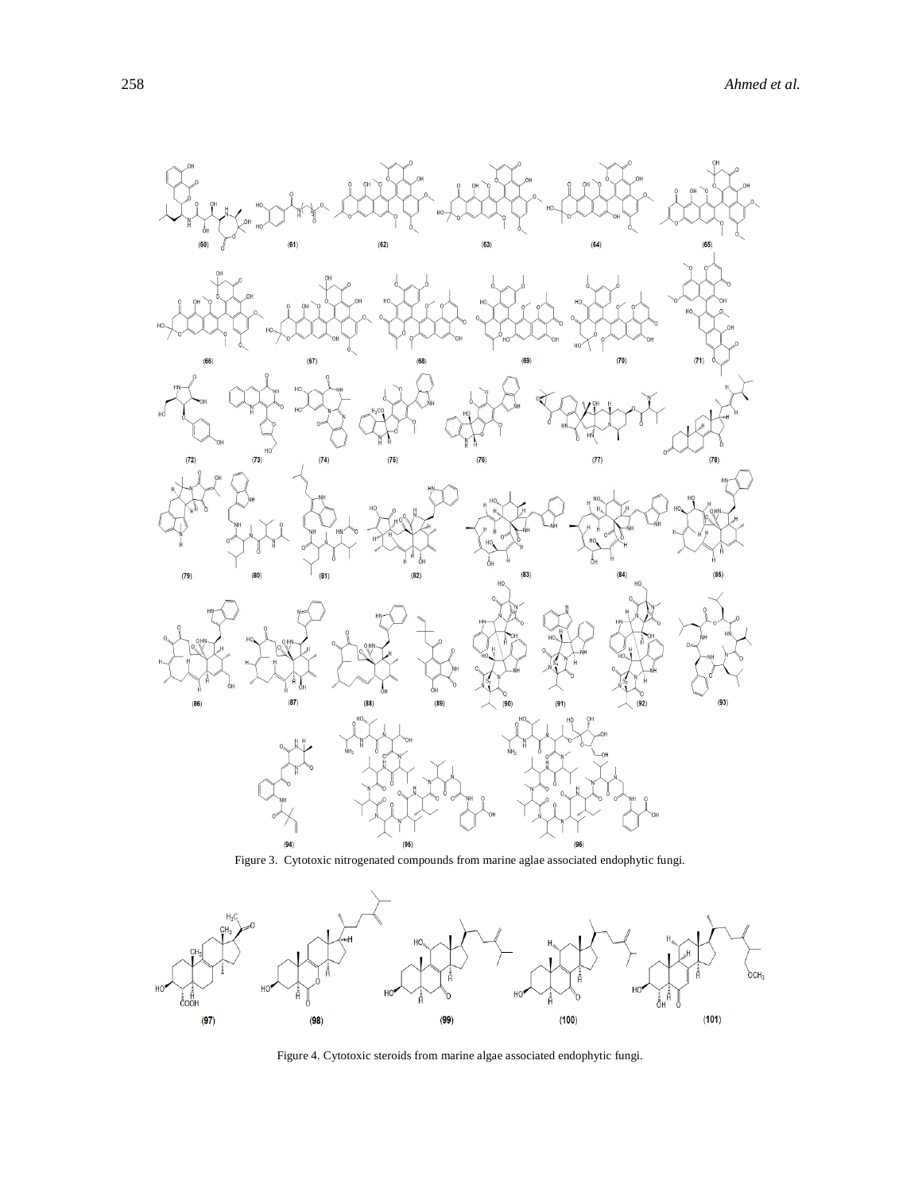Figure 3. Cytotoxic nitrogenated compounds from marine aglae associated endophytic fungi.

Figure 4. Cytotoxic steroids from marine algae associated endophytic fungi.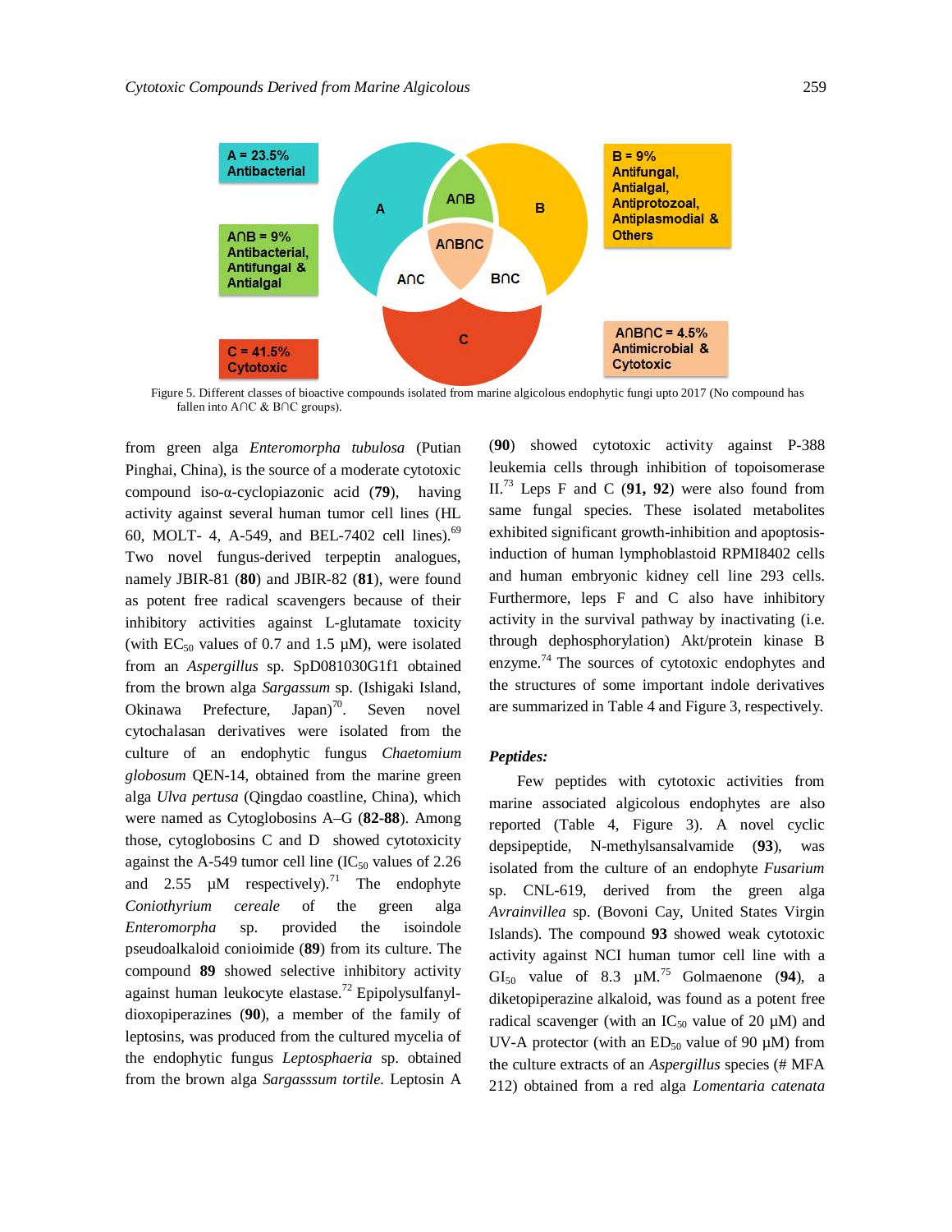Figure 5. Different classes of bioactive compounds isolated from marine algicolous endophytic fungi upto 2017 (No compound has fallen into A∩C & B∩C groups).

from green alga *Enteromorpha tubulosa* (Putian Pinghai, China), is the source of a moderate cytotoxic compound iso-α-cyclopiazonic acid (**79**), having activity against several human tumor cell lines (HL 60, MOLT- 4, A-549, and BEL-7402 cell lines).[69] Two novel fungus-derived terpeptin analogues, namely JBIR-81 (**80**) and JBIR-82 (**81**), were found as potent free radical scavengers because of their inhibitory activities against L-glutamate toxicity (with $EC_{50}$ values of 0.7 and 1.5 µM), were isolated from an *Aspergillus* sp. SpD081030G1f1 obtained from the brown alga *Sargassum* sp. (Ishigaki Island, Okinawa Prefecture, Japan)[70]. Seven novel cytochalasan derivatives were isolated from the culture of an endophytic fungus *Chaetomium globosum* QEN-14, obtained from the marine green alga *Ulva pertusa* (Qingdao coastline, China), which were named as Cytoglobosins A–G (**82-88**). Among those, cytoglobosins C and D showed cytotoxicity against the A-549 tumor cell line ($IC_{50}$ values of 2.26 and 2.55 µM respectively).[71] The endophyte *Coniothyrium cereale* of the green alga *Enteromorpha* sp. provided the isoindole pseudoalkaloid conioimide (**89**) from its culture. The compound **89** showed selective inhibitory activity against human leukocyte elastase.[72] Epipolysulfanyl-dioxopiperazines (**90**), a member of the family of leptosins, was produced from the cultured mycelia of the endophytic fungus *Leptosphaeria* sp. obtained from the brown alga *Sargasssum tortile.* Leptosin A (**90**) showed cytotoxic activity against P-388 leukemia cells through inhibition of topoisomerase II.[73] Leps F and C (**91, 92**) were also found from same fungal species. These isolated metabolites exhibited significant growth-inhibition and apoptosis-induction of human lymphoblastoid RPMI8402 cells and human embryonic kidney cell line 293 cells. Furthermore, leps F and C also have inhibitory activity in the survival pathway by inactivating (i.e. through dephosphorylation) Akt/protein kinase B enzyme.[74] The sources of cytotoxic endophytes and the structures of some important indole derivatives are summarized in Table 4 and Figure 3, respectively.

### *Peptides:*

Few peptides with cytotoxic activities from marine associated algicolous endophytes are also reported (Table 4, Figure 3). A novel cyclic depsipeptide, N-methylsansalvamide (**93**), was isolated from the culture of an endophyte *Fusarium* sp. CNL-619, derived from the green alga *Avrainvillea* sp. (Bovoni Cay, United States Virgin Islands). The compound **93** showed weak cytotoxic activity against NCI human tumor cell line with a $GI_{50}$ value of 8.3 µM.[75] Golmaenone (**94**), a diketopiperazine alkaloid, was found as a potent free radical scavenger (with an $IC_{50}$ value of 20 µM) and UV-A protector (with an $ED_{50}$ value of 90 µM) from the culture extracts of an *Aspergillus* species (# MFA 212) obtained from a red alga *Lomentaria catenata*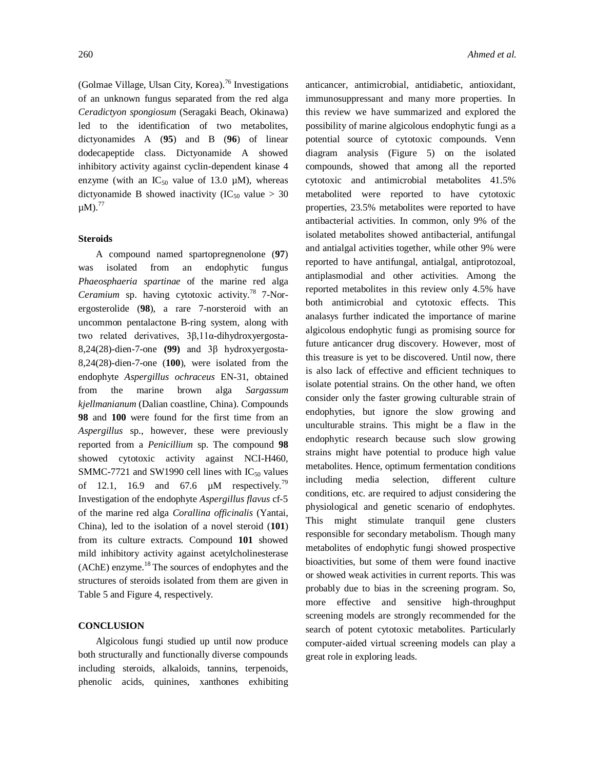(Golmae Village, Ulsan City, Korea).[76] Investigations of an unknown fungus separated from the red alga *Ceradictyon spongiosum* (Seragaki Beach, Okinawa) led to the identification of two metabolites, dictyonamides A (**95**) and B (**96**) of linear dodecapeptide class. Dictyonamide A showed inhibitory activity against cyclin-dependent kinase 4 enzyme (with an $IC_{50}$ value of 13.0 µM), whereas dictyonamide B showed inactivity ($IC_{50}$ value > 30 µM).[77]

### Steroids

A compound named spartopregnenolone (**97**) was isolated from an endophytic fungus *Phaeosphaeria spartinae* of the marine red alga *Ceramium* sp. having cytotoxic activity.[78] 7-Nor-ergosterolide (**98**), a rare 7-norsteroid with an uncommon pentalactone B-ring system, along with two related derivatives, 3β,11α-dihydroxyergosta-8,24(28)-dien-7-one **(99)** and 3β hydroxyergosta-8,24(28)-dien-7-one (**100**), were isolated from the endophyte *Aspergillus ochraceus* EN-31, obtained from the marine brown alga *Sargassum kjellmanianum* (Dalian coastline, China). Compounds **98** and **100** were found for the first time from an *Aspergillus* sp., however, these were previously reported from a *Penicillium* sp. The compound **98** showed cytotoxic activity against NCI-H460, SMMC-7721 and SW1990 cell lines with $IC_{50}$ values of 12.1, 16.9 and 67.6 µM respectively.[79] Investigation of the endophyte *Aspergillus flavus* cf-5 of the marine red alga *Corallina officinalis* (Yantai, China), led to the isolation of a novel steroid (**101**) from its culture extracts. Compound **101** showed mild inhibitory activity against acetylcholinesterase (AChE) enzyme.[18] The sources of endophytes and the structures of steroids isolated from them are given in Table 5 and Figure 4, respectively.

### CONCLUSION

Algicolous fungi studied up until now produce both structurally and functionally diverse compounds including steroids, alkaloids, tannins, terpenoids, phenolic acids, quinines, xanthones exhibiting anticancer, antimicrobial, antidiabetic, antioxidant, immunosuppressant and many more properties. In this review we have summarized and explored the possibility of marine algicolous endophytic fungi as a potential source of cytotoxic compounds. Venn diagram analysis (Figure 5) on the isolated compounds, showed that among all the reported cytotoxic and antimicrobial metabolites 41.5% metabolited were reported to have cytotoxic properties, 23.5% metabolites were reported to have antibacterial activities. In common, only 9% of the isolated metabolites showed antibacterial, antifungal and antialgal activities together, while other 9% were reported to have antifungal, antialgal, antiprotozoal, antiplasmodial and other activities. Among the reported metabolites in this review only 4.5% have both antimicrobial and cytotoxic effects. This analasys further indicated the importance of marine algicolous endophytic fungi as promising source for future anticancer drug discovery. However, most of this treasure is yet to be discovered. Until now, there is also lack of effective and efficient techniques to isolate potential strains. On the other hand, we often consider only the faster growing culturable strain of endophyties, but ignore the slow growing and unculturable strains. This might be a flaw in the endophytic research because such slow growing strains might have potential to produce high value metabolites. Hence, optimum fermentation conditions including media selection, different culture conditions, etc. are required to adjust considering the physiological and genetic scenario of endophytes. This might stimulate tranquil gene clusters responsible for secondary metabolism. Though many metabolites of endophytic fungi showed prospective bioactivities, but some of them were found inactive or showed weak activities in current reports. This was probably due to bias in the screening program. So, more effective and sensitive high-throughput screening models are strongly recommended for the search of potent cytotoxic metabolites. Particularly computer-aided virtual screening models can play a great role in exploring leads.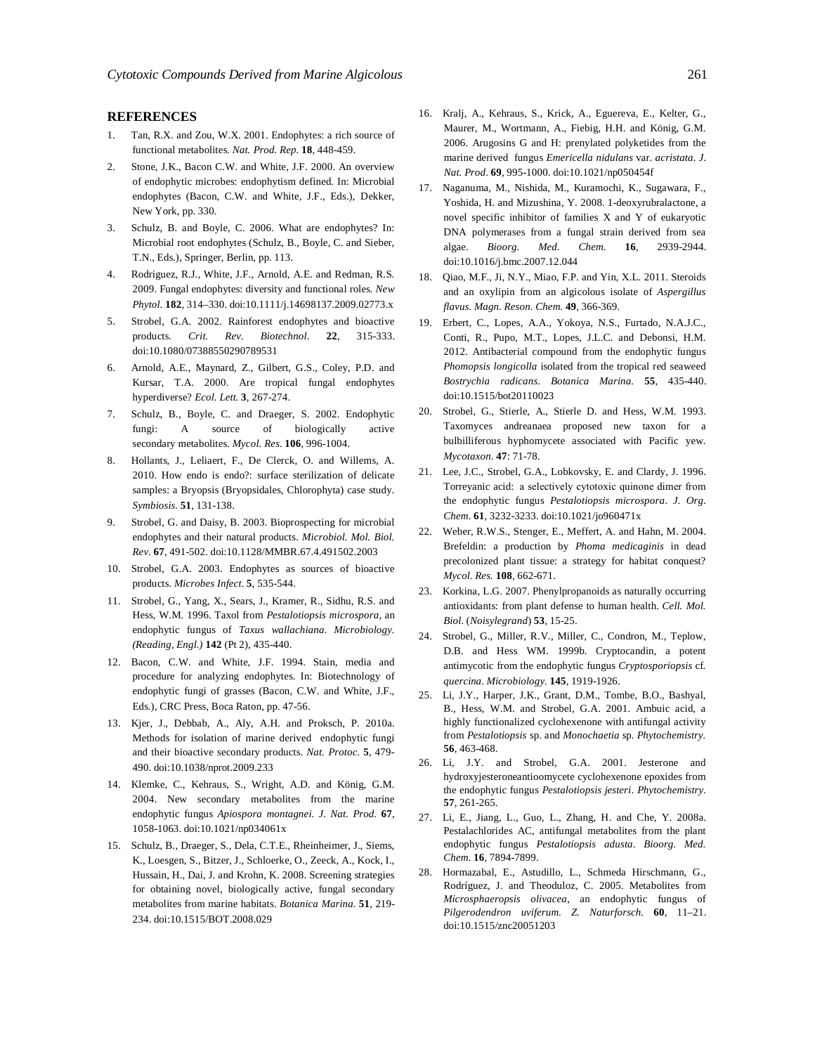## REFERENCES

1. Tan, R.X. and Zou, W.X. 2001. Endophytes: a rich source of functional metabolites. *Nat. Prod. Rep.* **18**, 448-459.
2. Stone, J.K., Bacon C.W. and White, J.F. 2000. An overview of endophytic microbes: endophytism defined. In: Microbial endophytes (Bacon, C.W. and White, J.F., Eds.), Dekker, New York, pp. 330.
3. Schulz, B. and Boyle, C. 2006. What are endophytes? In: Microbial root endophytes (Schulz, B., Boyle, C. and Sieber, T.N., Eds.), Springer, Berlin, pp. 113.
4. Rodriguez, R.J., White, J.F., Arnold, A.E. and Redman, R.S. 2009. Fungal endophytes: diversity and functional roles. *New Phytol.* **182**, 314–330. doi:10.1111/j.14698137.2009.02773.x
5. Strobel, G.A. 2002. Rainforest endophytes and bioactive products. *Crit. Rev. Biotechnol.* **22**, 315-333. doi:10.1080/07388550290789531
6. Arnold, A.E., Maynard, Z., Gilbert, G.S., Coley, P.D. and Kursar, T.A. 2000. Are tropical fungal endophytes hyperdiverse? *Ecol. Lett.* **3**, 267-274.
7. Schulz, B., Boyle, C. and Draeger, S. 2002. Endophytic fungi: A source of biologically active secondary metabolites. *Mycol. Res*. **106**, 996-1004.
8. Hollants, J., Leliaert, F., De Clerck, O. and Willems, A. 2010. How endo is endo?: surface sterilization of delicate samples: a Bryopsis (Bryopsidales, Chlorophyta) case study. *Symbiosis.* **51**, 131-138.
9. Strobel, G. and Daisy, B. 2003. Bioprospecting for microbial endophytes and their natural products. *Microbiol. Mol. Biol. Rev.* **67**, 491-502. doi:10.1128/MMBR.67.4.491502.2003
10. Strobel, G.A. 2003. Endophytes as sources of bioactive products. *Microbes Infect.* **5**, 535-544.
11. Strobel, G., Yang, X., Sears, J., Kramer, R., Sidhu, R.S. and Hess, W.M. 1996. Taxol from *Pestalotiopsis microspora*, an endophytic fungus of *Taxus wallachiana*. *Microbiology. (Reading, Engl.)* **142** (Pt 2), 435-440.
12. Bacon, C.W. and White, J.F. 1994. Stain, media and procedure for analyzing endophytes. In: Biotechnology of endophytic fungi of grasses (Bacon, C.W. and White, J.F., Eds.), CRC Press, Boca Raton, pp. 47-56.
13. Kjer, J., Debbab, A., Aly, A.H. and Proksch, P. 2010a. Methods for isolation of marine derived endophytic fungi and their bioactive secondary products. *Nat. Protoc.* **5**, 479-490. doi:10.1038/nprot.2009.233
14. Klemke, C., Kehraus, S., Wright, A.D. and König, G.M. 2004. New secondary metabolites from the marine endophytic fungus *Apiospora montagnei*. *J. Nat. Prod.* **67**, 1058-1063. doi:10.1021/np034061x
15. Schulz, B., Draeger, S., Dela, C.T.E., Rheinheimer, J., Siems, K., Loesgen, S., Bitzer, J., Schloerke, O., Zeeck, A., Kock, I., Hussain, H., Dai, J. and Krohn, K. 2008. Screening strategies for obtaining novel, biologically active, fungal secondary metabolites from marine habitats. *Botanica Marina.* **51**, 219-234. doi:10.1515/BOT.2008.029
16. Kralj, A., Kehraus, S., Krick, A., Eguereva, E., Kelter, G., Maurer, M., Wortmann, A., Fiebig, H.H. and König, G.M. 2006. Arugosins G and H: prenylated polyketides from the marine derived fungus *Emericella nidulans* var. *acristata*. *J. Nat. Prod*. **69**, 995-1000. doi:10.1021/np050454f
17. Naganuma, M., Nishida, M., Kuramochi, K., Sugawara, F., Yoshida, H. and Mizushina, Y. 2008. 1-deoxyrubralactone, a novel specific inhibitor of families X and Y of eukaryotic DNA polymerases from a fungal strain derived from sea algae. *Bioorg. Med. Chem.* **16**, 2939-2944. doi:10.1016/j.bmc.2007.12.044
18. Qiao, M.F., Ji, N.Y., Miao, F.P. and Yin, X.L. 2011. Steroids and an oxylipin from an algicolous isolate of *Aspergillus flavus*. *Magn. Reson. Chem.* **49**, 366-369.
19. Erbert, C., Lopes, A.A., Yokoya, N.S., Furtado, N.A.J.C., Conti, R., Pupo, M.T., Lopes, J.L.C. and Debonsi, H.M. 2012. Antibacterial compound from the endophytic fungus *Phomopsis longicolla* isolated from the tropical red seaweed *Bostrychia radicans*. *Botanica Marina.* **55**, 435-440. doi:10.1515/bot20110023
20. Strobel, G., Stierle, A., Stierle D. and Hess, W.M. 1993. Taxomyces andreanaea proposed new taxon for a bulbilliferous hyphomycete associated with Pacific yew. *Mycotaxon.* **47**: 71-78.
21. Lee, J.C., Strobel, G.A., Lobkovsky, E. and Clardy, J. 1996. Torreyanic acid: a selectively cytotoxic quinone dimer from the endophytic fungus *Pestalotiopsis microspora*. *J. Org. Chem*. **61**, 3232-3233. doi:10.1021/jo960471x
22. Weber, R.W.S., Stenger, E., Meffert, A. and Hahn, M. 2004. Brefeldin: a production by *Phoma medicaginis* in dead precolonized plant tissue: a strategy for habitat conquest? *Mycol. Res.* **108**, 662-671.
23. Korkina, L.G. 2007. Phenylpropanoids as naturally occurring antioxidants: from plant defense to human health. *Cell. Mol. Biol.* (*Noisylegrand*) **53**, 15-25.
24. Strobel, G., Miller, R.V., Miller, C., Condron, M., Teplow, D.B. and Hess WM. 1999b. Cryptocandin, a potent antimycotic from the endophytic fungus *Cryptosporiopsis* cf. *quercina*. *Microbiology.* **145**, 1919-1926.
25. Li, J.Y., Harper, J.K., Grant, D.M., Tombe, B.O., Bashyal, B., Hess, W.M. and Strobel, G.A. 2001. Ambuic acid, a highly functionalized cyclohexenone with antifungal activity from *Pestalotiopsis* sp. and *Monochaetia* sp. *Phytochemistry.* **56**, 463-468.
26. Li, J.Y. and Strobel, G.A. 2001. Jesterone and hydroxyjesteroneantioomycete cyclohexenone epoxides from the endophytic fungus *Pestalotiopsis jesteri*. *Phytochemistry.* **57**, 261-265.
27. Li, E., Jiang, L., Guo, L., Zhang, H. and Che, Y. 2008a. Pestalachlorides AC, antifungal metabolites from the plant endophytic fungus *Pestalotiopsis adusta*. *Bioorg. Med. Chem.* **16**, 7894-7899.
28. Hormazabal, E., Astudillo, L., Schmeda Hirschmann, G., Rodríguez, J. and Theoduloz, C. 2005. Metabolites from *Microsphaeropsis olivacea*, an endophytic fungus of *Pilgerodendron uviferum. Z. Naturforsch.* **60**, 11–21. doi:10.1515/znc20051203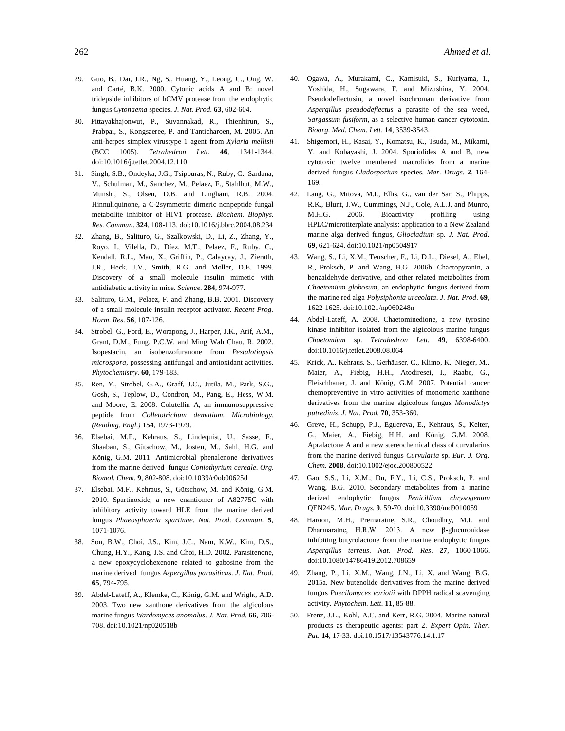29. Guo, B., Dai, J.R., Ng, S., Huang, Y., Leong, C., Ong, W. and Carté, B.K. 2000. Cytonic acids A and B: novel tridepside inhibitors of hCMV protease from the endophytic fungus *Cytonaema* species. *J. Nat. Prod.* **63**, 602-604.

30. Pittayakhajonwut, P., Suvannakad, R., Thienhirun, S., Prabpai, S., Kongsaeree, P. and Tanticharoen, M. 2005. An anti-herpes simplex virustype 1 agent from *Xylaria mellisii* (BCC 1005). *Tetrahedron Lett.* **46**, 1341-1344. doi:10.1016/j.tetlet.2004.12.110

31. Singh, S.B., Ondeyka, J.G., Tsipouras, N., Ruby, C., Sardana, V., Schulman, M., Sanchez, M., Pelaez, F., Stahlhut, M.W., Munshi, S., Olsen, D.B. and Lingham, R.B. 2004. Hinnuliquinone, a C-2symmetric dimeric nonpeptide fungal metabolite inhibitor of HIV1 protease. *Biochem. Biophys. Res. Commun*. **324**, 108-113. doi:10.1016/j.bbrc.2004.08.234

32. Zhang, B., Salituro, G., Szalkowski, D., Li, Z., Zhang, Y., Royo, I., Vilella, D., Díez, M.T., Pelaez, F., Ruby, C., Kendall, R.L., Mao, X., Griffin, P., Calaycay, J., Zierath, J.R., Heck, J.V., Smith, R.G. and Moller, D.E. 1999. Discovery of a small molecule insulin mimetic with antidiabetic activity in mice. *Science.* **284**, 974-977.

33. Salituro, G.M., Pelaez, F. and Zhang, B.B. 2001. Discovery of a small molecule insulin receptor activator. *Recent Prog. Horm. Res*. **56**, 107-126.

34. Strobel, G., Ford, E., Worapong, J., Harper, J.K., Arif, A.M., Grant, D.M., Fung, P.C.W. and Ming Wah Chau, R. 2002. Isopestacin, an isobenzofuranone from *Pestalotiopsis microspora*, possessing antifungal and antioxidant activities. *Phytochemistry.* **60**, 179-183.

35. Ren, Y., Strobel, G.A., Graff, J.C., Jutila, M., Park, S.G., Gosh, S., Teplow, D., Condron, M., Pang, E., Hess, W.M. and Moore, E. 2008. Colutellin A, an immunosuppressive peptide from *Colletotrichum dematium*. *Microbiology. (Reading, Engl.)* **154**, 1973-1979.

36. Elsebai, M.F., Kehraus, S., Lindequist, U., Sasse, F., Shaaban, S., Gütschow, M., Josten, M., Sahl, H.G. and König, G.M. 2011. Antimicrobial phenalenone derivatives from the marine derived fungus *Coniothyrium cereale*. *Org. Biomol. Chem*. **9**, 802-808. doi:10.1039/c0ob00625d

37. Elsebai, M.F., Kehraus, S., Gütschow, M. and König, G.M. 2010. Spartinoxide, a new enantiomer of A82775C with inhibitory activity toward HLE from the marine derived fungus *Phaeosphaeria spartinae*. *Nat. Prod. Commun.* **5**, 1071-1076.

38. Son, B.W., Choi, J.S., Kim, J.C., Nam, K.W., Kim, D.S., Chung, H.Y., Kang, J.S. and Choi, H.D. 2002. Parasitenone, a new epoxycyclohexenone related to gabosine from the marine derived fungus *Aspergillus parasiticus*. *J. Nat. Prod*. **65**, 794-795.

39. Abdel-Lateff, A., Klemke, C., König, G.M. and Wright, A.D. 2003. Two new xanthone derivatives from the algicolous marine fungus *Wardomyces anomalus*. *J. Nat. Prod.* **66**, 706-708. doi:10.1021/np020518b

40. Ogawa, A., Murakami, C., Kamisuki, S., Kuriyama, I., Yoshida, H., Sugawara, F. and Mizushina, Y. 2004. Pseudodeflectusin, a novel isochroman derivative from *Aspergillus pseudodeflectus* a parasite of the sea weed, *Sargassum fusiform*, as a selective human cancer cytotoxin. *Bioorg. Med. Chem. Lett*. **14**, 3539-3543.

41. Shigemori, H., Kasai, Y., Komatsu, K., Tsuda, M., Mikami, Y. and Kobayashi, J. 2004. Sporiolides A and B, new cytotoxic twelve membered macrolides from a marine derived fungus *Cladosporium* species. *Mar. Drugs.* **2**, 164-169.

42. Lang, G., Mitova, M.I., Ellis, G., van der Sar, S., Phipps, R.K., Blunt, J.W., Cummings, N.J., Cole, A.L.J. and Munro, M.H.G. 2006. Bioactivity profiling using HPLC/microtiterplate analysis: application to a New Zealand marine alga derived fungus, *Gliocladium* sp. *J. Nat. Prod*. **69**, 621-624. doi:10.1021/np0504917

43. Wang, S., Li, X.M., Teuscher, F., Li, D.L., Diesel, A., Ebel, R., Proksch, P. and Wang, B.G. 2006b. Chaetopyranin, a benzaldehyde derivative, and other related metabolites from *Chaetomium globosum*, an endophytic fungus derived from the marine red alga *Polysiphonia urceolata*. *J. Nat. Prod*. **69**, 1622-1625. doi:10.1021/np060248n

44. Abdel-Lateff, A. 2008. Chaetominedione, a new tyrosine kinase inhibitor isolated from the algicolous marine fungus *Chaetomium* sp. *Tetrahedron Lett.* **49**, 6398-6400. doi:10.1016/j.tetlet.2008.08.064

45. Krick, A., Kehraus, S., Gerhäuser, C., Klimo, K., Nieger, M., Maier, A., Fiebig, H.H., Atodiresei, I., Raabe, G., Fleischhauer, J. and König, G.M. 2007. Potential cancer chemopreventive in vitro activities of monomeric xanthone derivatives from the marine algicolous fungus *Monodictys putredinis*. *J. Nat. Prod.* **70**, 353-360.

46. Greve, H., Schupp, P.J., Eguereva, E., Kehraus, S., Kelter, G., Maier, A., Fiebig, H.H. and König, G.M. 2008. Apralactone A and a new stereochemical class of curvularins from the marine derived fungus *Curvularia* sp. *Eur. J. Org. Chem*. **2008**. doi:10.1002/ejoc.200800522

47. Gao, S.S., Li, X.M., Du, F.Y., Li, C.S., Proksch, P. and Wang, B.G. 2010. Secondary metabolites from a marine derived endophytic fungus *Penicillium chrysogenum* QEN24S. *Mar. Drugs.* **9**, 59-70. doi:10.3390/md9010059

48. Haroon, M.H., Premaratne, S.R., Choudhry, M.I. and Dharmaratne, H.R.W. 2013. A new β-glucuronidase inhibiting butyrolactone from the marine endophytic fungus *Aspergillus terreus*. *Nat. Prod. Res*. **27**, 1060-1066. doi:10.1080/14786419.2012.708659

49. Zhang, P., Li, X.M., Wang, J.N., Li, X. and Wang, B.G. 2015a. New butenolide derivatives from the marine derived fungus *Paecilomyces variotii* with DPPH radical scavenging activity. *Phytochem. Lett.* **11**, 85-88.

50. Frenz, J.L., Kohl, A.C. and Kerr, R.G. 2004. Marine natural products as therapeutic agents: part 2. *Expert Opin. Ther. Pat*. **14**, 17-33. doi:10.1517/13543776.14.1.17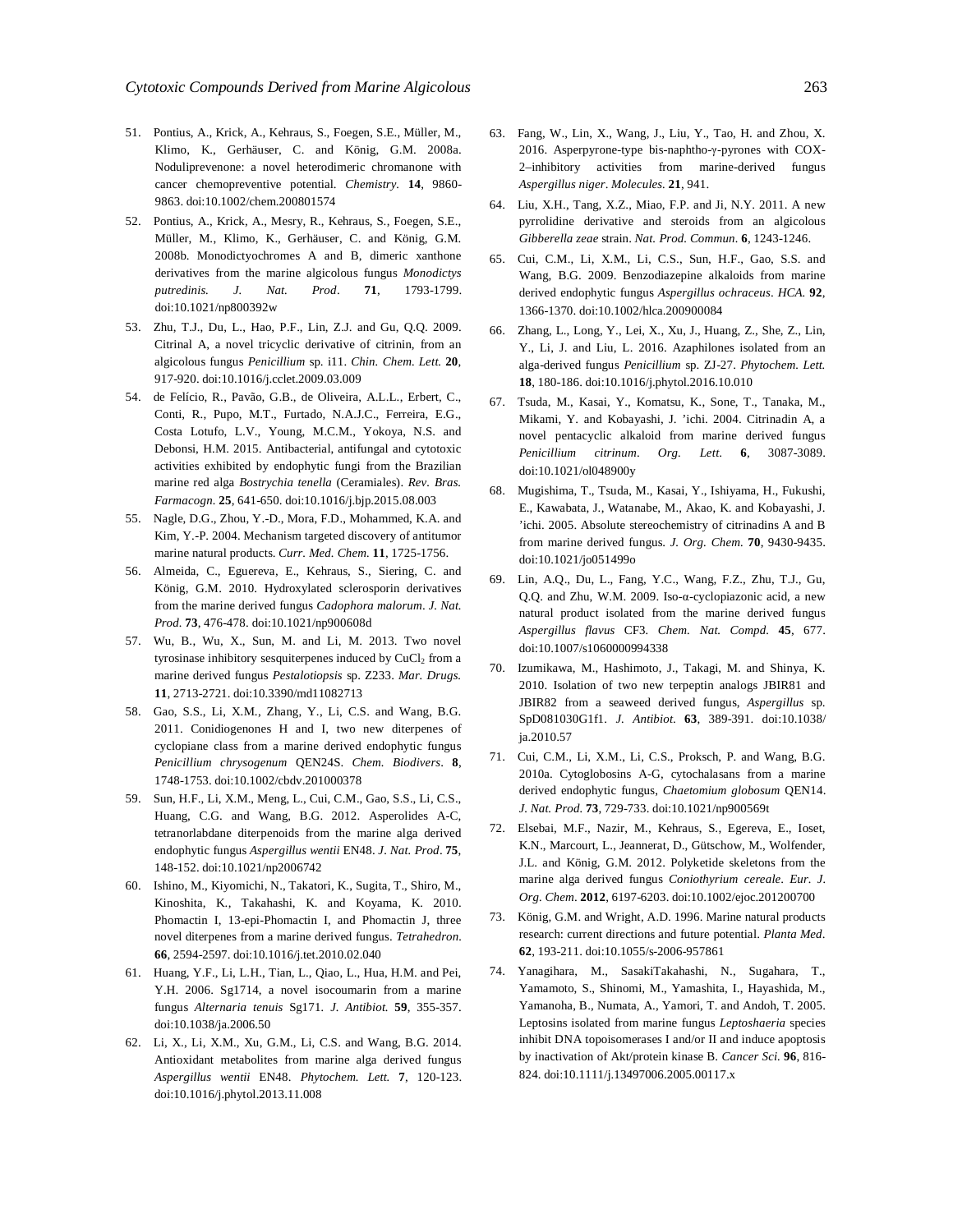51. Pontius, A., Krick, A., Kehraus, S., Foegen, S.E., Müller, M., Klimo, K., Gerhäuser, C. and König, G.M. 2008a. Noduliprevenone: a novel heterodimeric chromanone with cancer chemopreventive potential. *Chemistry*. **14**, 9860-9863. doi:10.1002/chem.200801574

52. Pontius, A., Krick, A., Mesry, R., Kehraus, S., Foegen, S.E., Müller, M., Klimo, K., Gerhäuser, C. and König, G.M. 2008b. Monodictyochromes A and B, dimeric xanthone derivatives from the marine algicolous fungus *Monodictys putredinis*. *J. Nat. Prod*. **71**, 1793-1799. doi:10.1021/np800392w

53. Zhu, T.J., Du, L., Hao, P.F., Lin, Z.J. and Gu, Q.Q. 2009. Citrinal A, a novel tricyclic derivative of citrinin, from an algicolous fungus *Penicillium* sp. i11. *Chin. Chem. Lett.* **20**, 917-920. doi:10.1016/j.cclet.2009.03.009

54. de Felício, R., Pavão, G.B., de Oliveira, A.L.L., Erbert, C., Conti, R., Pupo, M.T., Furtado, N.A.J.C., Ferreira, E.G., Costa Lotufo, L.V., Young, M.C.M., Yokoya, N.S. and Debonsi, H.M. 2015. Antibacterial, antifungal and cytotoxic activities exhibited by endophytic fungi from the Brazilian marine red alga *Bostrychia tenella* (Ceramiales). *Rev. Bras. Farmacogn*. **25**, 641-650. doi:10.1016/j.bjp.2015.08.003

55. Nagle, D.G., Zhou, Y.-D., Mora, F.D., Mohammed, K.A. and Kim, Y.-P. 2004. Mechanism targeted discovery of antitumor marine natural products. *Curr. Med. Chem.* **11**, 1725-1756.

56. Almeida, C., Eguereva, E., Kehraus, S., Siering, C. and König, G.M. 2010. Hydroxylated sclerosporin derivatives from the marine derived fungus *Cadophora malorum*. *J. Nat. Prod*. **73**, 476-478. doi:10.1021/np900608d

57. Wu, B., Wu, X., Sun, M. and Li, M. 2013. Two novel tyrosinase inhibitory sesquiterpenes induced by $CuCl_2$ from a marine derived fungus *Pestalotiopsis* sp. Z233. *Mar. Drugs.* **11**, 2713-2721. doi:10.3390/md11082713

58. Gao, S.S., Li, X.M., Zhang, Y., Li, C.S. and Wang, B.G. 2011. Conidiogenones H and I, two new diterpenes of cyclopiane class from a marine derived endophytic fungus *Penicillium chrysogenum* QEN24S. *Chem. Biodivers*. **8**, 1748-1753. doi:10.1002/cbdv.201000378

59. Sun, H.F., Li, X.M., Meng, L., Cui, C.M., Gao, S.S., Li, C.S., Huang, C.G. and Wang, B.G. 2012. Asperolides A-C, tetranorlabdane diterpenoids from the marine alga derived endophytic fungus *Aspergillus wentii* EN48. *J. Nat. Prod*. **75**, 148-152. doi:10.1021/np2006742

60. Ishino, M., Kiyomichi, N., Takatori, K., Sugita, T., Shiro, M., Kinoshita, K., Takahashi, K. and Koyama, K. 2010. Phomactin I, 13-epi-Phomactin I, and Phomactin J, three novel diterpenes from a marine derived fungus. *Tetrahedron*. **66**, 2594-2597. doi:10.1016/j.tet.2010.02.040

61. Huang, Y.F., Li, L.H., Tian, L., Qiao, L., Hua, H.M. and Pei, Y.H. 2006. Sg1714, a novel isocoumarin from a marine fungus *Alternaria tenuis* Sg171. *J. Antibiot.* **59**, 355-357. doi:10.1038/ja.2006.50

62. Li, X., Li, X.M., Xu, G.M., Li, C.S. and Wang, B.G. 2014. Antioxidant metabolites from marine alga derived fungus *Aspergillus wentii* EN48. *Phytochem. Lett.* **7**, 120-123. doi:10.1016/j.phytol.2013.11.008

63. Fang, W., Lin, X., Wang, J., Liu, Y., Tao, H. and Zhou, X. 2016. Asperpyrone-type bis-naphtho-γ-pyrones with COX-2–inhibitory activities from marine-derived fungus *Aspergillus niger*. *Molecules*. **21**, 941.

64. Liu, X.H., Tang, X.Z., Miao, F.P. and Ji, N.Y. 2011. A new pyrrolidine derivative and steroids from an algicolous *Gibberella zeae* strain. *Nat. Prod. Commun*. **6**, 1243-1246.

65. Cui, C.M., Li, X.M., Li, C.S., Sun, H.F., Gao, S.S. and Wang, B.G. 2009. Benzodiazepine alkaloids from marine derived endophytic fungus *Aspergillus ochraceus*. *HCA*. **92**, 1366-1370. doi:10.1002/hlca.200900084

66. Zhang, L., Long, Y., Lei, X., Xu, J., Huang, Z., She, Z., Lin, Y., Li, J. and Liu, L. 2016. Azaphilones isolated from an alga-derived fungus *Penicillium* sp. ZJ-27. *Phytochem. Lett.* **18**, 180-186. doi:10.1016/j.phytol.2016.10.010

67. Tsuda, M., Kasai, Y., Komatsu, K., Sone, T., Tanaka, M., Mikami, Y. and Kobayashi, J. 'ichi. 2004. Citrinadin A, a novel pentacyclic alkaloid from marine derived fungus *Penicillium citrinum*. *Org. Lett.* **6**, 3087-3089. doi:10.1021/ol048900y

68. Mugishima, T., Tsuda, M., Kasai, Y., Ishiyama, H., Fukushi, E., Kawabata, J., Watanabe, M., Akao, K. and Kobayashi, J. 'ichi. 2005. Absolute stereochemistry of citrinadins A and B from marine derived fungus. *J. Org. Chem.* **70**, 9430-9435. doi:10.1021/jo051499o

69. Lin, A.Q., Du, L., Fang, Y.C., Wang, F.Z., Zhu, T.J., Gu, Q.Q. and Zhu, W.M. 2009. Iso-α-cyclopiazonic acid, a new natural product isolated from the marine derived fungus *Aspergillus flavus* CF3. *Chem. Nat. Compd.* **45**, 677. doi:10.1007/s1060000994338

70. Izumikawa, M., Hashimoto, J., Takagi, M. and Shinya, K. 2010. Isolation of two new terpeptin analogs JBIR81 and JBIR82 from a seaweed derived fungus, *Aspergillus* sp. SpD081030G1f1. *J. Antibiot.* **63**, 389-391. doi:10.1038/ja.2010.57

71. Cui, C.M., Li, X.M., Li, C.S., Proksch, P. and Wang, B.G. 2010a. Cytoglobosins A-G, cytochalasans from a marine derived endophytic fungus, *Chaetomium globosum* QEN14. *J. Nat. Prod*. **73**, 729-733. doi:10.1021/np900569t

72. Elsebai, M.F., Nazir, M., Kehraus, S., Egereva, E., Ioset, K.N., Marcourt, L., Jeannerat, D., Gütschow, M., Wolfender, J.L. and König, G.M. 2012. Polyketide skeletons from the marine alga derived fungus *Coniothyrium cereale*. *Eur. J. Org. Chem*. **2012**, 6197-6203. doi:10.1002/ejoc.201200700

73. König, G.M. and Wright, A.D. 1996. Marine natural products research: current directions and future potential. *Planta Med*. **62**, 193-211. doi:10.1055/s-2006-957861

74. Yanagihara, M., SasakiTakahashi, N., Sugahara, T., Yamamoto, S., Shinomi, M., Yamashita, I., Hayashida, M., Yamanoha, B., Numata, A., Yamori, T. and Andoh, T. 2005. Leptosins isolated from marine fungus *Leptoshaeria* species inhibit DNA topoisomerases I and/or II and induce apoptosis by inactivation of Akt/protein kinase B. *Cancer Sci.* **96**, 816-824. doi:10.1111/j.13497006.2005.00117.x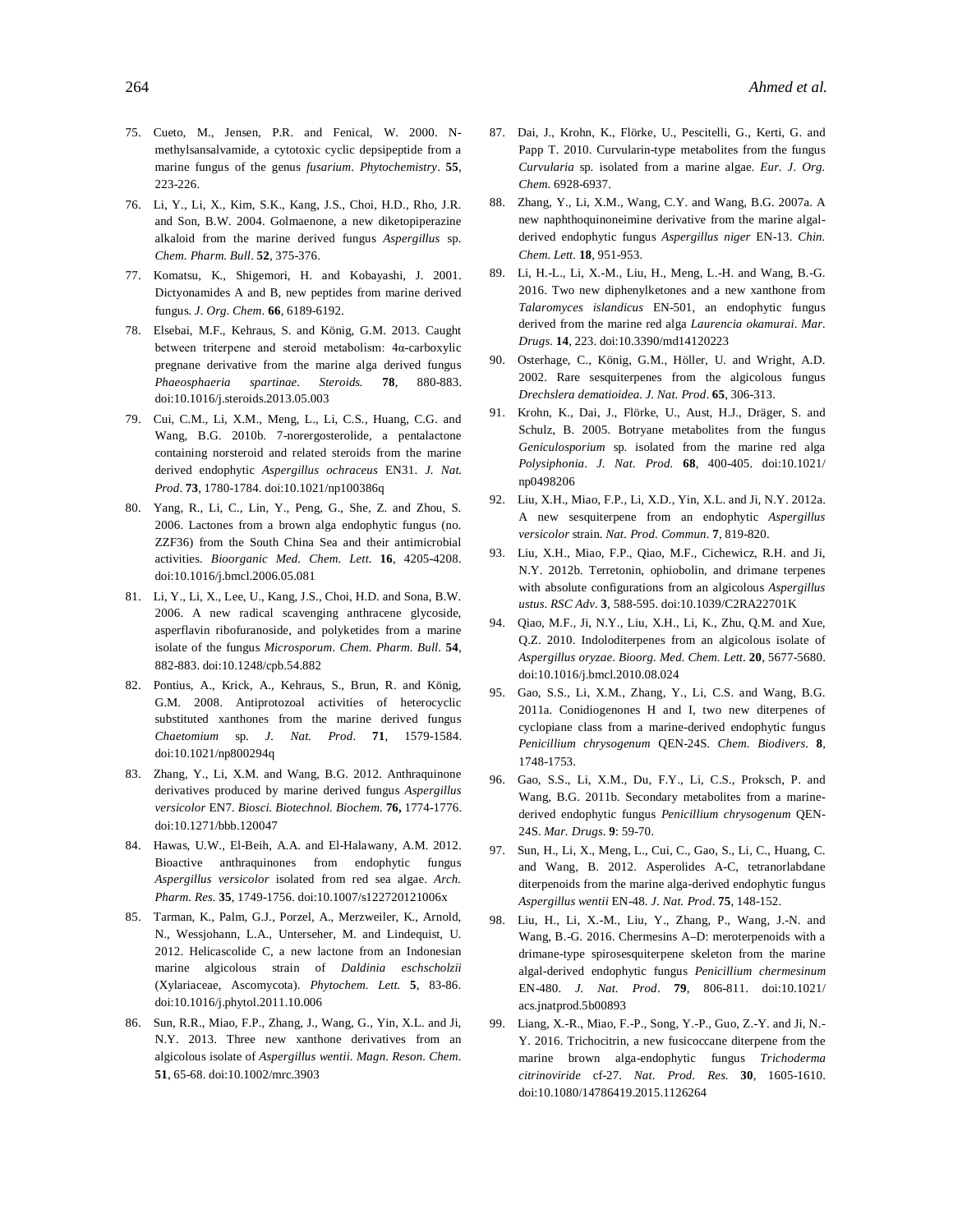75. Cueto, M., Jensen, P.R. and Fenical, W. 2000. N-methylsansalvamide, a cytotoxic cyclic depsipeptide from a marine fungus of the genus *fusarium*. *Phytochemistry*. **55**, 223-226.

76. Li, Y., Li, X., Kim, S.K., Kang, J.S., Choi, H.D., Rho, J.R. and Son, B.W. 2004. Golmaenone, a new diketopiperazine alkaloid from the marine derived fungus *Aspergillus* sp. *Chem. Pharm. Bull*. **52**, 375-376.

77. Komatsu, K., Shigemori, H. and Kobayashi, J. 2001. Dictyonamides A and B, new peptides from marine derived fungus. *J. Org. Chem*. **66**, 6189-6192.

78. Elsebai, M.F., Kehraus, S. and König, G.M. 2013. Caught between triterpene and steroid metabolism: 4α-carboxylic pregnane derivative from the marine alga derived fungus *Phaeosphaeria spartinae*. *Steroids.* **78**, 880-883. doi:10.1016/j.steroids.2013.05.003

79. Cui, C.M., Li, X.M., Meng, L., Li, C.S., Huang, C.G. and Wang, B.G. 2010b. 7-norergosterolide, a pentalactone containing norsteroid and related steroids from the marine derived endophytic *Aspergillus ochraceus* EN31. *J. Nat. Prod*. **73**, 1780-1784. doi:10.1021/np100386q

80. Yang, R., Li, C., Lin, Y., Peng, G., She, Z. and Zhou, S. 2006. Lactones from a brown alga endophytic fungus (no. ZZF36) from the South China Sea and their antimicrobial activities. *Bioorganic Med. Chem. Lett.* **16**, 4205-4208. doi:10.1016/j.bmcl.2006.05.081

81. Li, Y., Li, X., Lee, U., Kang, J.S., Choi, H.D. and Sona, B.W. 2006. A new radical scavenging anthracene glycoside, asperflavin ribofuranoside, and polyketides from a marine isolate of the fungus *Microsporum*. *Chem. Pharm. Bull*. **54**, 882-883. doi:10.1248/cpb.54.882

82. Pontius, A., Krick, A., Kehraus, S., Brun, R. and König, G.M. 2008. Antiprotozoal activities of heterocyclic substituted xanthones from the marine derived fungus *Chaetomium* sp. *J. Nat. Prod*. **71**, 1579-1584. doi:10.1021/np800294q

83. Zhang, Y., Li, X.M. and Wang, B.G. 2012. Anthraquinone derivatives produced by marine derived fungus *Aspergillus versicolor* EN7. *Biosci. Biotechnol. Biochem.* **76,** 1774-1776. doi:10.1271/bbb.120047

84. Hawas, U.W., El-Beih, A.A. and El-Halawany, A.M. 2012. Bioactive anthraquinones from endophytic fungus *Aspergillus versicolor* isolated from red sea algae. *Arch. Pharm. Res*. **35**, 1749-1756. doi:10.1007/s122720121006x

85. Tarman, K., Palm, G.J., Porzel, A., Merzweiler, K., Arnold, N., Wessjohann, L.A., Unterseher, M. and Lindequist, U. 2012. Helicascolide C, a new lactone from an Indonesian marine algicolous strain of *Daldinia eschscholzii* (Xylariaceae, Ascomycota). *Phytochem. Lett.* **5**, 83-86. doi:10.1016/j.phytol.2011.10.006

86. Sun, R.R., Miao, F.P., Zhang, J., Wang, G., Yin, X.L. and Ji, N.Y. 2013. Three new xanthone derivatives from an algicolous isolate of *Aspergillus wentii*. *Magn. Reson. Chem*. **51**, 65-68. doi:10.1002/mrc.3903

87. Dai, J., Krohn, K., Flörke, U., Pescitelli, G., Kerti, G. and Papp T. 2010. Curvularin-type metabolites from the fungus *Curvularia* sp. isolated from a marine algae. *Eur. J. Org. Chem*. 6928-6937.

88. Zhang, Y., Li, X.M., Wang, C.Y. and Wang, B.G. 2007a. A new naphthoquinoneimine derivative from the marine algal-derived endophytic fungus *Aspergillus niger* EN-13. *Chin. Chem. Lett*. **18**, 951-953.

89. Li, H.-L., Li, X.-M., Liu, H., Meng, L.-H. and Wang, B.-G. 2016. Two new diphenylketones and a new xanthone from *Talaromyces islandicus* EN-501, an endophytic fungus derived from the marine red alga *Laurencia okamurai*. *Mar. Drugs*. **14**, 223. doi:10.3390/md14120223

90. Osterhage, C., König, G.M., Höller, U. and Wright, A.D. 2002. Rare sesquiterpenes from the algicolous fungus *Drechslera dematioidea*. *J. Nat. Prod*. **65**, 306-313.

91. Krohn, K., Dai, J., Flörke, U., Aust, H.J., Dräger, S. and Schulz, B. 2005. Botryane metabolites from the fungus *Geniculosporium* sp. isolated from the marine red alga *Polysiphonia*. *J. Nat. Prod.* **68**, 400-405. doi:10.1021/np0498206

92. Liu, X.H., Miao, F.P., Li, X.D., Yin, X.L. and Ji, N.Y. 2012a. A new sesquiterpene from an endophytic *Aspergillus versicolor* strain. *Nat. Prod. Commun*. **7**, 819-820.

93. Liu, X.H., Miao, F.P., Qiao, M.F., Cichewicz, R.H. and Ji, N.Y. 2012b. Terretonin, ophiobolin, and drimane terpenes with absolute configurations from an algicolous *Aspergillus ustus*. *RSC Adv*. **3**, 588-595. doi:10.1039/C2RA22701K

94. Qiao, M.F., Ji, N.Y., Liu, X.H., Li, K., Zhu, Q.M. and Xue, Q.Z. 2010. Indoloditerpenes from an algicolous isolate of *Aspergillus oryzae*. *Bioorg. Med. Chem. Lett*. **20**, 5677-5680. doi:10.1016/j.bmcl.2010.08.024

95. Gao, S.S., Li, X.M., Zhang, Y., Li, C.S. and Wang, B.G. 2011a. Conidiogenones H and I, two new diterpenes of cyclopiane class from a marine-derived endophytic fungus *Penicillium chrysogenum* QEN-24S. *Chem. Biodivers*. **8**, 1748-1753.

96. Gao, S.S., Li, X.M., Du, F.Y., Li, C.S., Proksch, P. and Wang, B.G. 2011b. Secondary metabolites from a marine-derived endophytic fungus *Penicillium chrysogenum* QEN-24S. *Mar. Drugs*. **9**: 59-70.

97. Sun, H., Li, X., Meng, L., Cui, C., Gao, S., Li, C., Huang, C. and Wang, B. 2012. Asperolides A-C, tetranorlabdane diterpenoids from the marine alga-derived endophytic fungus *Aspergillus wentii* EN-48. *J. Nat. Prod*. **75**, 148-152.

98. Liu, H., Li, X.-M., Liu, Y., Zhang, P., Wang, J.-N. and Wang, B.-G. 2016. Chermesins A–D: meroterpenoids with a drimane-type spirosesquiterpene skeleton from the marine algal-derived endophytic fungus *Penicillium chermesinum* EN-480. *J. Nat. Prod*. **79**, 806-811. doi:10.1021/acs.jnatprod.5b00893

99. Liang, X.-R., Miao, F.-P., Song, Y.-P., Guo, Z.-Y. and Ji, N.-Y. 2016. Trichocitrin, a new fusicoccane diterpene from the marine brown alga-endophytic fungus *Trichoderma citrinoviride* cf-27. *Nat. Prod. Res.* **30**, 1605-1610. doi:10.1080/14786419.2015.1126264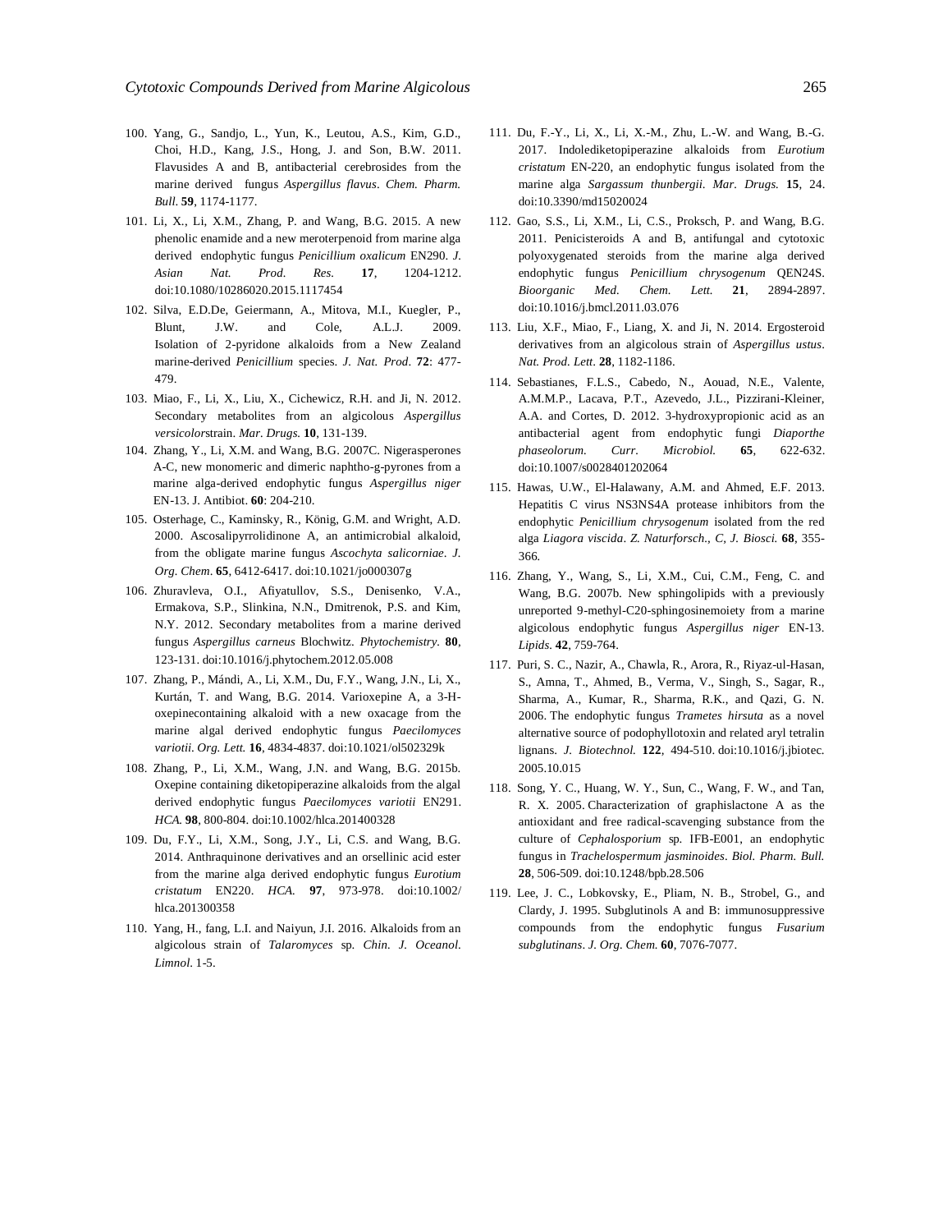100. Yang, G., Sandjo, L., Yun, K., Leutou, A.S., Kim, G.D., Choi, H.D., Kang, J.S., Hong, J. and Son, B.W. 2011. Flavusides A and B, antibacterial cerebrosides from the marine derived fungus *Aspergillus flavus*. *Chem. Pharm. Bull.* **59**, 1174-1177.

101. Li, X., Li, X.M., Zhang, P. and Wang, B.G. 2015. A new phenolic enamide and a new meroterpenoid from marine alga derived endophytic fungus *Penicillium oxalicum* EN290. *J. Asian Nat. Prod. Res.* **17**, 1204-1212. doi:10.1080/10286020.2015.1117454

102. Silva, E.D.De, Geiermann, A., Mitova, M.I., Kuegler, P., Blunt, J.W. and Cole, A.L.J. 2009. Isolation of 2-pyridone alkaloids from a New Zealand marine-derived *Penicillium* species. *J. Nat. Prod*. **72**: 477-479.

103. Miao, F., Li, X., Liu, X., Cichewicz, R.H. and Ji, N. 2012. Secondary metabolites from an algicolous *Aspergillus versicolor*strain. *Mar. Drugs.* **10**, 131-139.

104. Zhang, Y., Li, X.M. and Wang, B.G. 2007C. Nigerasperones A-C, new monomeric and dimeric naphtho-g-pyrones from a marine alga-derived endophytic fungus *Aspergillus niger* EN-13. J. Antibiot. **60**: 204-210.

105. Osterhage, C., Kaminsky, R., König, G.M. and Wright, A.D. 2000. Ascosalipyrrolidinone A, an antimicrobial alkaloid, from the obligate marine fungus *Ascochyta salicorniae*. *J. Org. Chem*. **65**, 6412-6417. doi:10.1021/jo000307g

106. Zhuravleva, O.I., Afiyatullov, S.S., Denisenko, V.A., Ermakova, S.P., Slinkina, N.N., Dmitrenok, P.S. and Kim, N.Y. 2012. Secondary metabolites from a marine derived fungus *Aspergillus carneus* Blochwitz. *Phytochemistry.* **80**, 123-131. doi:10.1016/j.phytochem.2012.05.008

107. Zhang, P., Mándi, A., Li, X.M., Du, F.Y., Wang, J.N., Li, X., Kurtán, T. and Wang, B.G. 2014. Varioxepine A, a 3-H-oxepinecontaining alkaloid with a new oxacage from the marine algal derived endophytic fungus *Paecilomyces variotii*. *Org. Lett.* **16**, 4834-4837. doi:10.1021/ol502329k

108. Zhang, P., Li, X.M., Wang, J.N. and Wang, B.G. 2015b. Oxepine containing diketopiperazine alkaloids from the algal derived endophytic fungus *Paecilomyces variotii* EN291. *HCA.* **98**, 800-804. doi:10.1002/hlca.201400328

109. Du, F.Y., Li, X.M., Song, J.Y., Li, C.S. and Wang, B.G. 2014. Anthraquinone derivatives and an orsellinic acid ester from the marine alga derived endophytic fungus *Eurotium cristatum* EN220. *HCA.* **97**, 973-978. doi:10.1002/hlca.201300358

110. Yang, H., fang, L.I. and Naiyun, J.I. 2016. Alkaloids from an algicolous strain of *Talaromyces* sp. *Chin. J. Oceanol. Limnol.* 1-5.

111. Du, F.-Y., Li, X., Li, X.-M., Zhu, L.-W. and Wang, B.-G. 2017. Indolediketopiperazine alkaloids from *Eurotium cristatum* EN-220, an endophytic fungus isolated from the marine alga *Sargassum thunbergii*. *Mar. Drugs.* **15**, 24. doi:10.3390/md15020024

112. Gao, S.S., Li, X.M., Li, C.S., Proksch, P. and Wang, B.G. 2011. Penicisteroids A and B, antifungal and cytotoxic polyoxygenated steroids from the marine alga derived endophytic fungus *Penicillium chrysogenum* QEN24S. *Bioorganic Med. Chem. Lett.* **21**, 2894-2897. doi:10.1016/j.bmcl.2011.03.076

113. Liu, X.F., Miao, F., Liang, X. and Ji, N. 2014. Ergosteroid derivatives from an algicolous strain of *Aspergillus ustus*. *Nat. Prod. Lett*. **28**, 1182-1186.

114. Sebastianes, F.L.S., Cabedo, N., Aouad, N.E., Valente, A.M.M.P., Lacava, P.T., Azevedo, J.L., Pizzirani-Kleiner, A.A. and Cortes, D. 2012. 3-hydroxypropionic acid as an antibacterial agent from endophytic fungi *Diaporthe phaseolorum*. *Curr. Microbiol.* **65**, 622-632. doi:10.1007/s0028401202064

115. Hawas, U.W., El-Halawany, A.M. and Ahmed, E.F. 2013. Hepatitis C virus NS3NS4A protease inhibitors from the endophytic *Penicillium chrysogenum* isolated from the red alga *Liagora viscida*. *Z. Naturforsch., C, J. Biosci.* **68**, 355-366.

116. Zhang, Y., Wang, S., Li, X.M., Cui, C.M., Feng, C. and Wang, B.G. 2007b. New sphingolipids with a previously unreported 9-methyl-C20-sphingosinemoiety from a marine algicolous endophytic fungus *Aspergillus niger* EN-13. *Lipids.* **42**, 759-764.

117. Puri, S. C., Nazir, A., Chawla, R., Arora, R., Riyaz-ul-Hasan, S., Amna, T., Ahmed, B., Verma, V., Singh, S., Sagar, R., Sharma, A., Kumar, R., Sharma, R.K., and Qazi, G. N. 2006. The endophytic fungus *Trametes hirsuta* as a novel alternative source of podophyllotoxin and related aryl tetralin lignans. *J. Biotechnol.* **122**, 494-510. doi:10.1016/j.jbiotec.2005.10.015

118. Song, Y. C., Huang, W. Y., Sun, C., Wang, F. W., and Tan, R. X. 2005. Characterization of graphislactone A as the antioxidant and free radical-scavenging substance from the culture of *Cephalosporium* sp. IFB-E001, an endophytic fungus in *Trachelospermum jasminoides*. *Biol. Pharm. Bull.* **28**, 506-509. doi:10.1248/bpb.28.506

119. Lee, J. C., Lobkovsky, E., Pliam, N. B., Strobel, G., and Clardy, J. 1995. Subglutinols A and B: immunosuppressive compounds from the endophytic fungus *Fusarium subglutinans*. *J. Org. Chem.* **60**, 7076-7077.